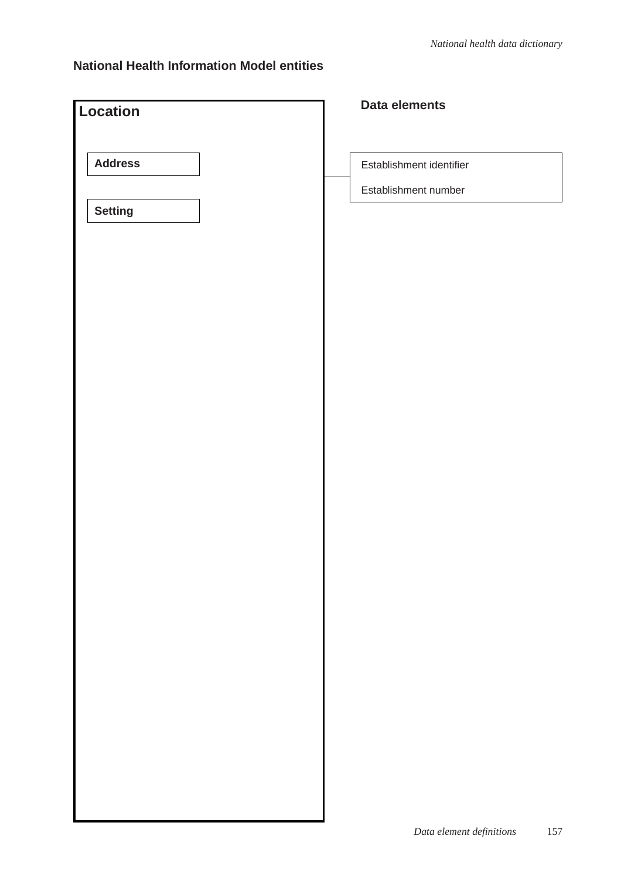## National Health Information Model entities

### Location

**Address**

**Setting**

### Data elements

- Establishment identifier
- Establishment number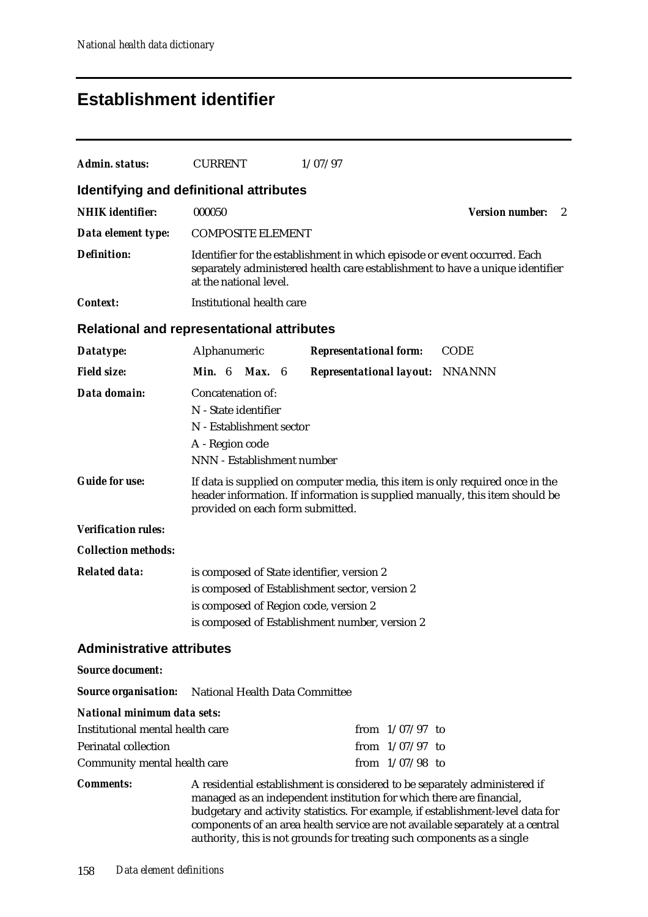# Establishment identifier

| | | |
|---|---|---|
| ***Admin. status:*** | CURRENT | 1/07/97 |

## Identifying and definitional attributes

| | |
|---|---|
| ***NHIK identifier:*** | 000050 — ***Version number:*** 2 |
| ***Data element type:*** | COMPOSITE ELEMENT |
| ***Definition:*** | Identifier for the establishment in which episode or event occurred. Each separately administered health care establishment to have a unique identifier at the national level. |
| ***Context:*** | Institutional health care |

## Relational and representational attributes

| | | | |
|---|---|---|---|
| ***Datatype:*** | Alphanumeric | ***Representational form:*** | CODE |
| ***Field size:*** | ***Min.*** 6 ***Max.*** 6 | ***Representational layout:*** | NNANNN |

***Data domain:***
Concatenation of:
N - State identifier
N - Establishment sector
A - Region code
NNN - Establishment number

***Guide for use:*** If data is supplied on computer media, this item is only required once in the header information. If information is supplied manually, this item should be provided on each form submitted.

***Verification rules:***

***Collection methods:***

***Related data:***
is composed of State identifier, version 2
is composed of Establishment sector, version 2
is composed of Region code, version 2
is composed of Establishment number, version 2

## Administrative attributes

***Source document:***

***Source organisation:*** National Health Data Committee

***National minimum data sets:***

| | |
|---|---|
| Institutional mental health care | from 1/07/97 to |
| Perinatal collection | from 1/07/97 to |
| Community mental health care | from 1/07/98 to |

***Comments:*** A residential establishment is considered to be separately administered if managed as an independent institution for which there are financial, budgetary and activity statistics. For example, if establishment-level data for components of an area health service are not available separately at a central authority, this is not grounds for treating such components as a single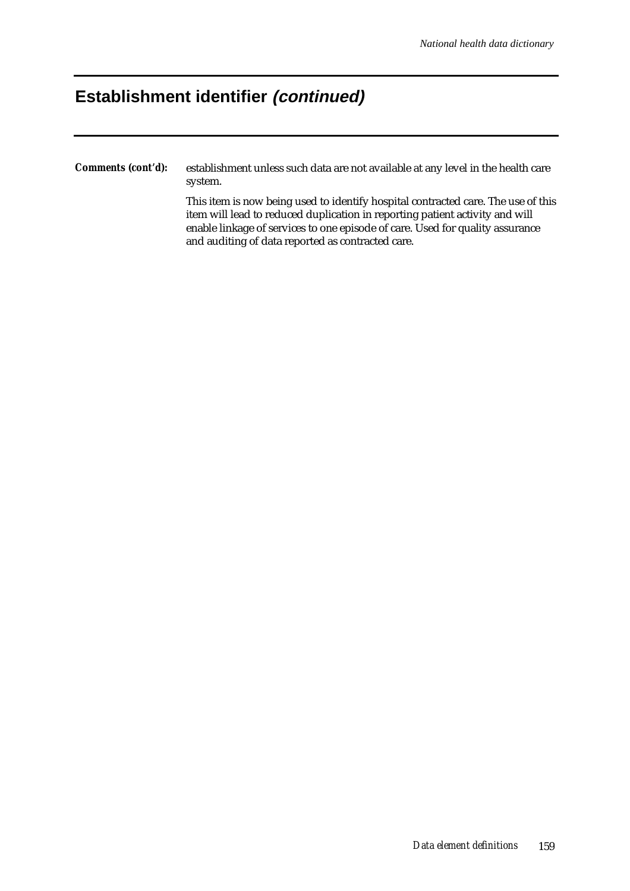# Establishment identifier *(continued)*

***Comments (cont'd):*** establishment unless such data are not available at any level in the health care system.

This item is now being used to identify hospital contracted care. The use of this item will lead to reduced duplication in reporting patient activity and will enable linkage of services to one episode of care. Used for quality assurance and auditing of data reported as contracted care.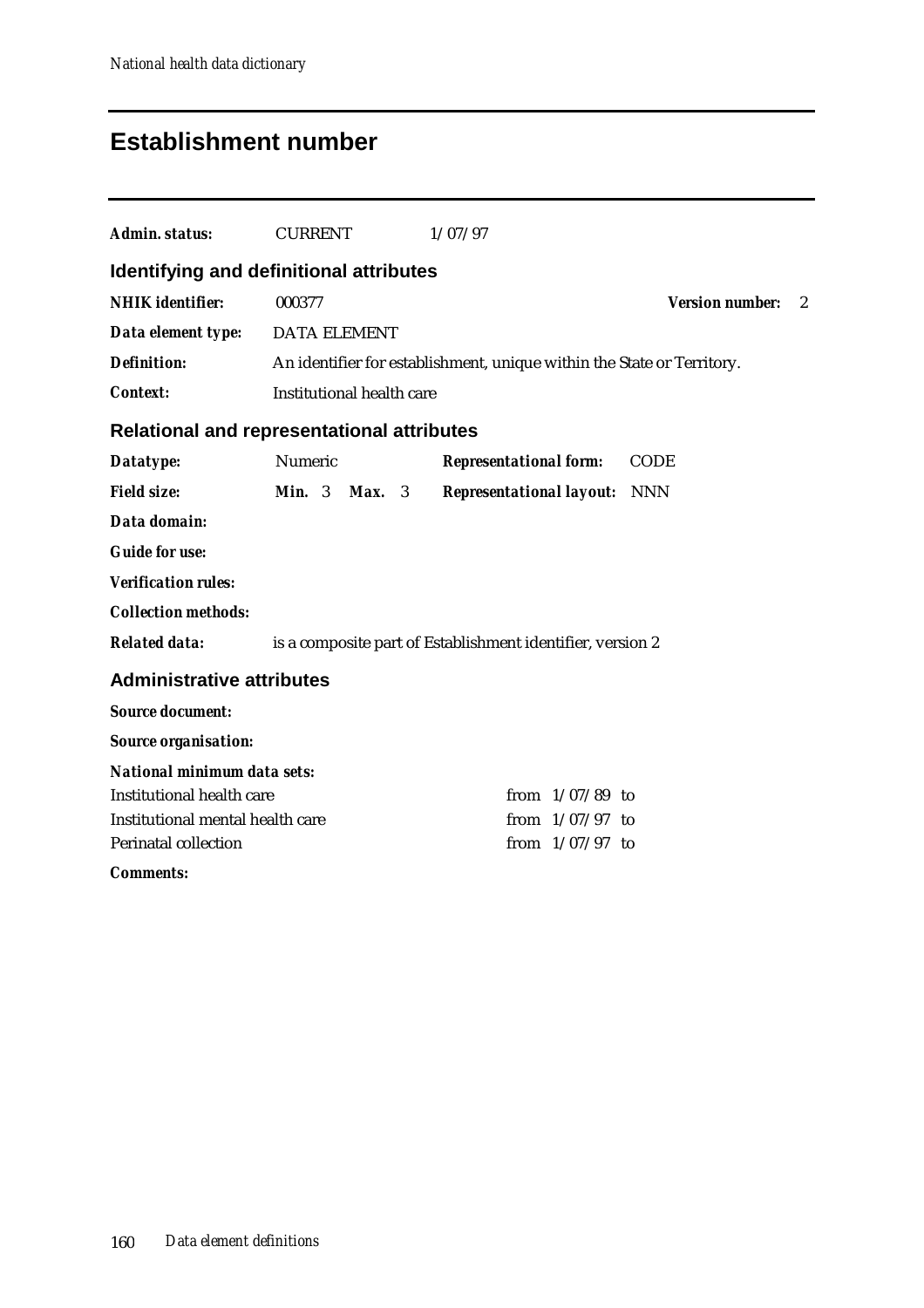# Establishment number

***Admin. status:*** CURRENT 1/07/97

## Identifying and definitional attributes

***NHIK identifier:*** 000377 ***Version number:*** 2

***Data element type:*** DATA ELEMENT

***Definition:*** An identifier for establishment, unique within the State or Territory.

***Context:*** Institutional health care

## Relational and representational attributes

***Datatype:*** Numeric ***Representational form:*** CODE

***Field size:*** ***Min.*** 3 ***Max.*** 3 ***Representational layout:*** NNN

***Data domain:***

***Guide for use:***

***Verification rules:***

***Collection methods:***

***Related data:*** is a composite part of Establishment identifier, version 2

## Administrative attributes

***Source document:***

***Source organisation:***

***National minimum data sets:***

| | |
|---|---|
| Institutional health care | from 1/07/89 to |
| Institutional mental health care | from 1/07/97 to |
| Perinatal collection | from 1/07/97 to |

***Comments:***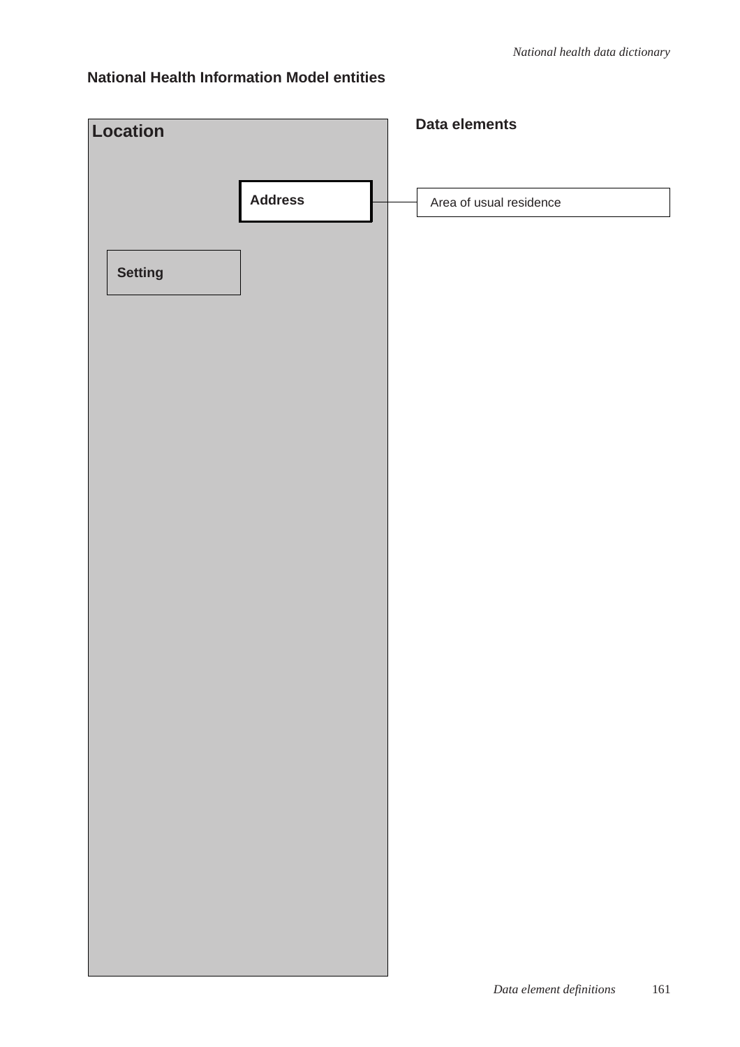## National Health Information Model entities

**Location**

**Address**

**Setting**

**Data elements**

Area of usual residence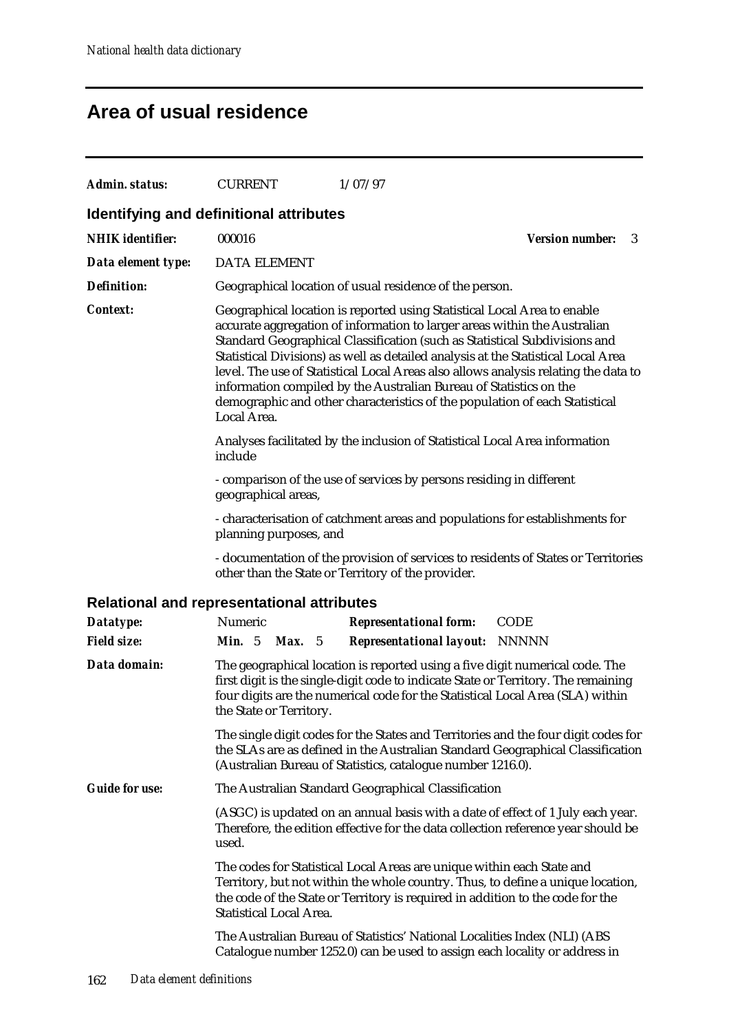# Area of usual residence

**Admin. status:** CURRENT 1/07/97

## Identifying and definitional attributes

**NHIK identifier:** 000016 **Version number:** 3

**Data element type:** DATA ELEMENT

**Definition:** Geographical location of usual residence of the person.

**Context:** Geographical location is reported using Statistical Local Area to enable accurate aggregation of information to larger areas within the Australian Standard Geographical Classification (such as Statistical Subdivisions and Statistical Divisions) as well as detailed analysis at the Statistical Local Area level. The use of Statistical Local Areas also allows analysis relating the data to information compiled by the Australian Bureau of Statistics on the demographic and other characteristics of the population of each Statistical Local Area.

Analyses facilitated by the inclusion of Statistical Local Area information include

- comparison of the use of services by persons residing in different geographical areas,

- characterisation of catchment areas and populations for establishments for planning purposes, and

- documentation of the provision of services to residents of States or Territories other than the State or Territory of the provider.

## Relational and representational attributes

**Datatype:** Numeric **Representational form:** CODE

**Field size:** **Min.** 5 **Max.** 5 **Representational layout:** NNNNN

**Data domain:** The geographical location is reported using a five digit numerical code. The first digit is the single-digit code to indicate State or Territory. The remaining four digits are the numerical code for the Statistical Local Area (SLA) within the State or Territory.

The single digit codes for the States and Territories and the four digit codes for the SLAs are as defined in the Australian Standard Geographical Classification (Australian Bureau of Statistics, catalogue number 1216.0).

**Guide for use:** The Australian Standard Geographical Classification

(ASGC) is updated on an annual basis with a date of effect of 1 July each year. Therefore, the edition effective for the data collection reference year should be used.

The codes for Statistical Local Areas are unique within each State and Territory, but not within the whole country. Thus, to define a unique location, the code of the State or Territory is required in addition to the code for the Statistical Local Area.

The Australian Bureau of Statistics' National Localities Index (NLI) (ABS Catalogue number 1252.0) can be used to assign each locality or address in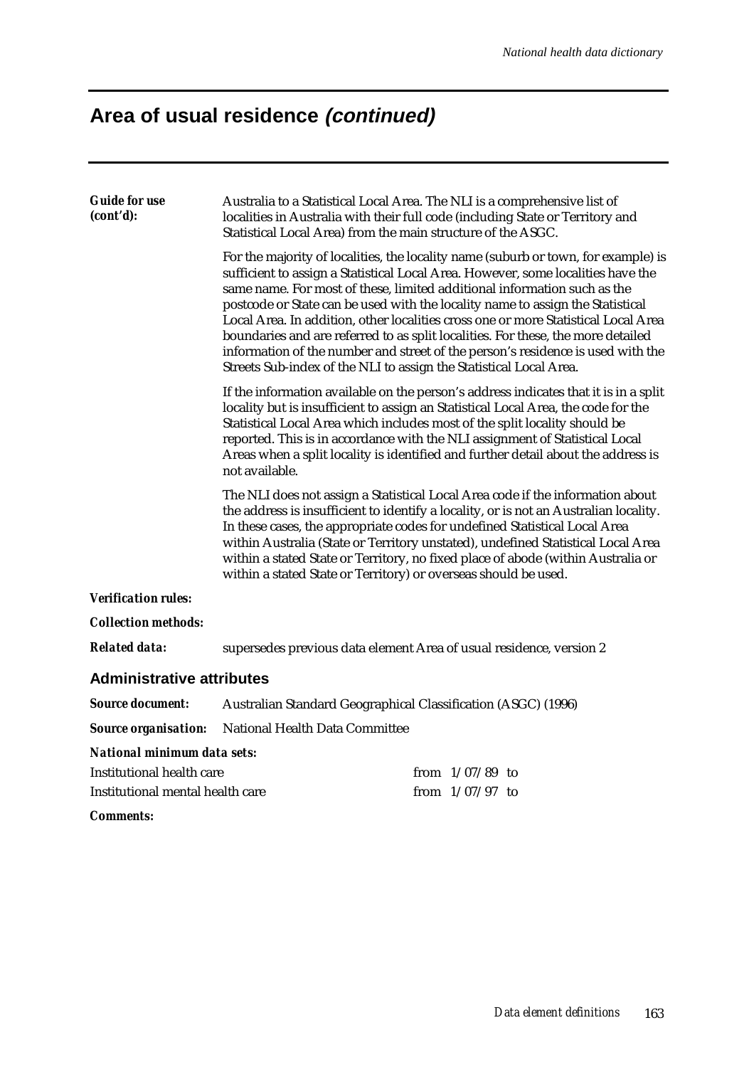# Area of usual residence *(continued)*

***Guide for use (cont'd):*** Australia to a Statistical Local Area. The NLI is a comprehensive list of localities in Australia with their full code (including State or Territory and Statistical Local Area) from the main structure of the ASGC.

For the majority of localities, the locality name (suburb or town, for example) is sufficient to assign a Statistical Local Area. However, some localities have the same name. For most of these, limited additional information such as the postcode or State can be used with the locality name to assign the Statistical Local Area. In addition, other localities cross one or more Statistical Local Area boundaries and are referred to as split localities. For these, the more detailed information of the number and street of the person's residence is used with the Streets Sub-index of the NLI to assign the Statistical Local Area.

If the information available on the person's address indicates that it is in a split locality but is insufficient to assign an Statistical Local Area, the code for the Statistical Local Area which includes most of the split locality should be reported. This is in accordance with the NLI assignment of Statistical Local Areas when a split locality is identified and further detail about the address is not available.

The NLI does not assign a Statistical Local Area code if the information about the address is insufficient to identify a locality, or is not an Australian locality. In these cases, the appropriate codes for undefined Statistical Local Area within Australia (State or Territory unstated), undefined Statistical Local Area within a stated State or Territory, no fixed place of abode (within Australia or within a stated State or Territory) or overseas should be used.

***Verification rules:***

***Collection methods:***

***Related data:*** supersedes previous data element Area of usual residence, version 2

## Administrative attributes

***Source document:*** Australian Standard Geographical Classification (ASGC) (1996)

***Source organisation:*** National Health Data Committee

***National minimum data sets:***

| | |
|---|---|
| Institutional health care | from 1/07/89 to |
| Institutional mental health care | from 1/07/97 to |

***Comments:***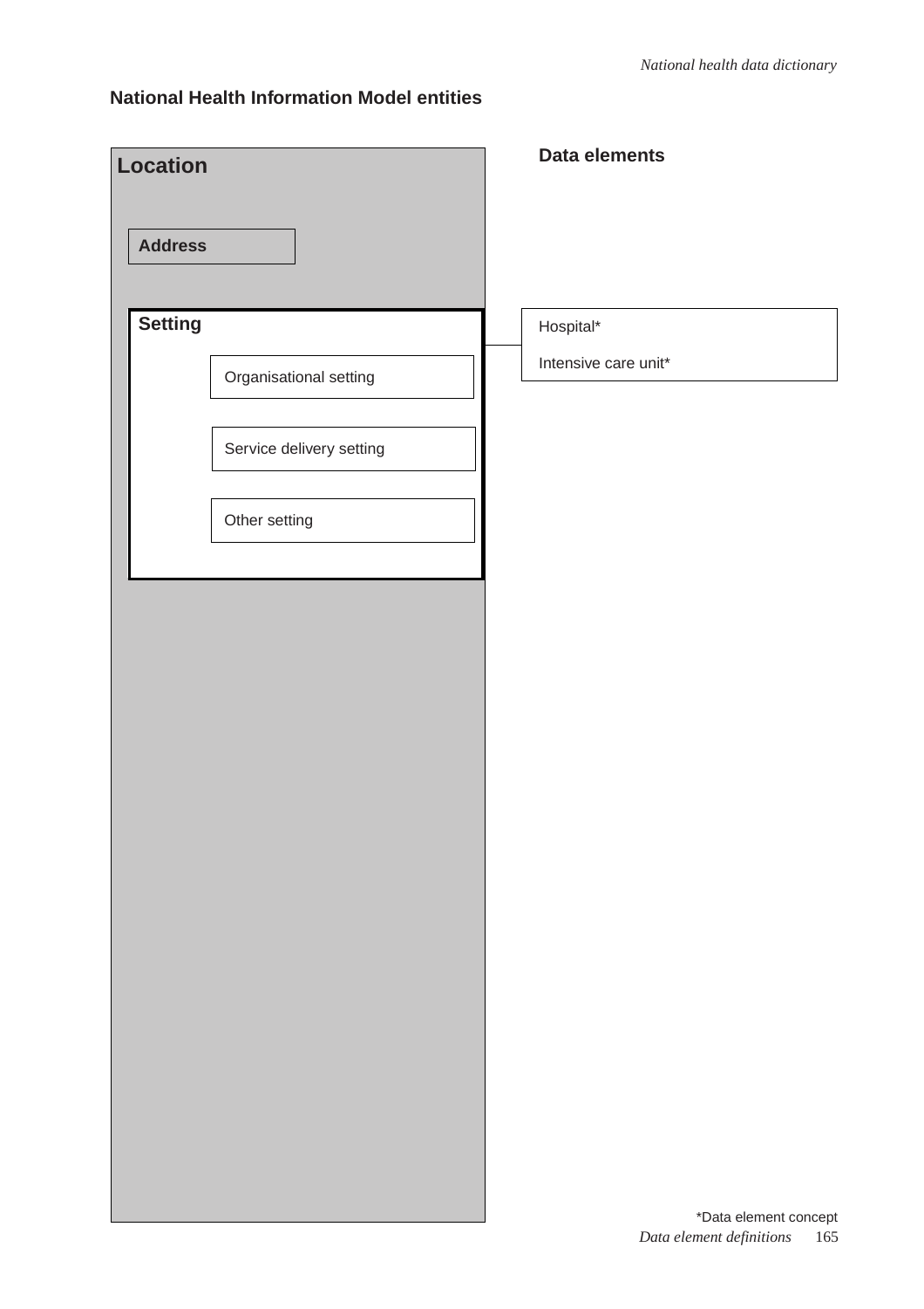## National Health Information Model entities

**Location**

- **Address**
- **Setting**
  - Organisational setting
  - Service delivery setting
  - Other setting

**Data elements**

Hospital*

Intensive care unit*

*Data element concept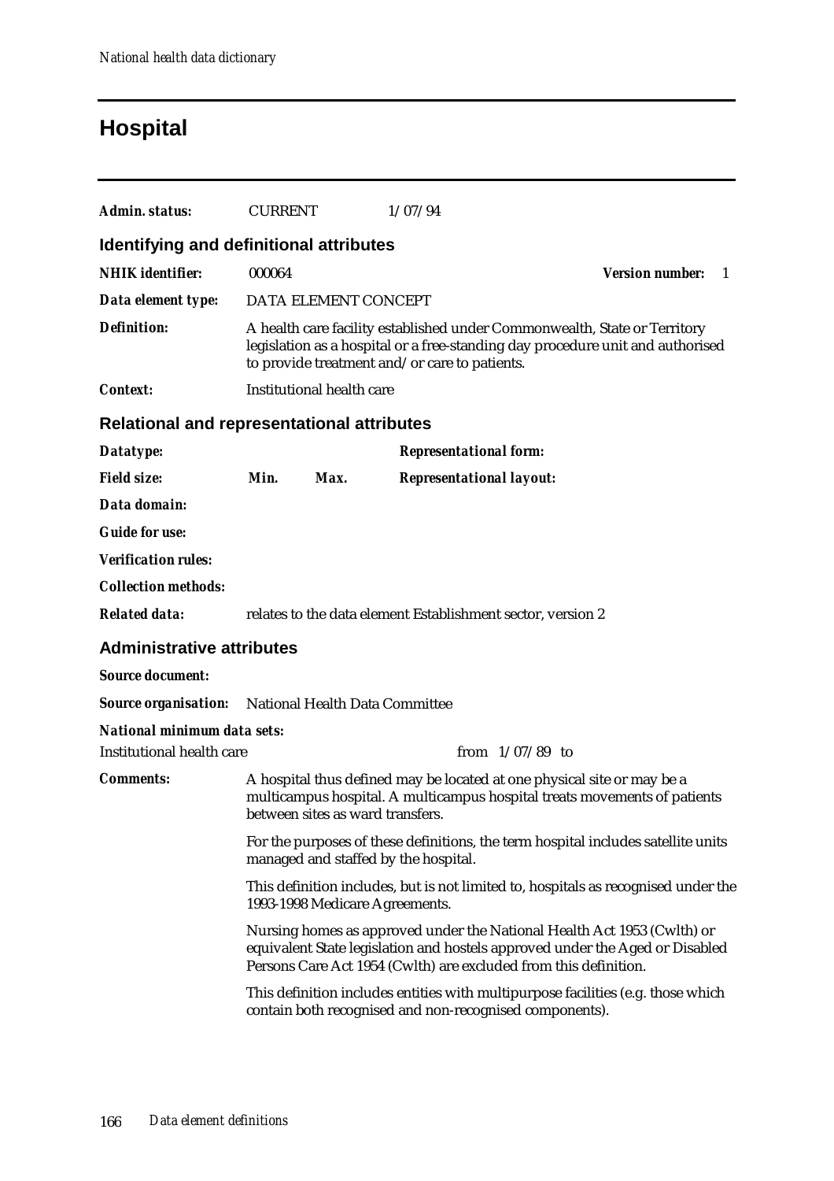# Hospital

***Admin. status:*** CURRENT 1/07/94

## Identifying and definitional attributes

***NHIK identifier:*** 000064 ***Version number:*** 1

***Data element type:*** DATA ELEMENT CONCEPT

***Definition:*** A health care facility established under Commonwealth, State or Territory legislation as a hospital or a free-standing day procedure unit and authorised to provide treatment and/or care to patients.

***Context:*** Institutional health care

## Relational and representational attributes

***Datatype:*** ***Representational form:***

***Field size:*** ***Min.*** ***Max.*** ***Representational layout:***

***Data domain:***

***Guide for use:***

***Verification rules:***

***Collection methods:***

***Related data:*** relates to the data element Establishment sector, version 2

## Administrative attributes

***Source document:***

***Source organisation:*** National Health Data Committee

***National minimum data sets:***

Institutional health care from 1/07/89 to

***Comments:*** A hospital thus defined may be located at one physical site or may be a multicampus hospital. A multicampus hospital treats movements of patients between sites as ward transfers.

For the purposes of these definitions, the term hospital includes satellite units managed and staffed by the hospital.

This definition includes, but is not limited to, hospitals as recognised under the 1993-1998 Medicare Agreements.

Nursing homes as approved under the National Health Act 1953 (Cwlth) or equivalent State legislation and hostels approved under the Aged or Disabled Persons Care Act 1954 (Cwlth) are excluded from this definition.

This definition includes entities with multipurpose facilities (e.g. those which contain both recognised and non-recognised components).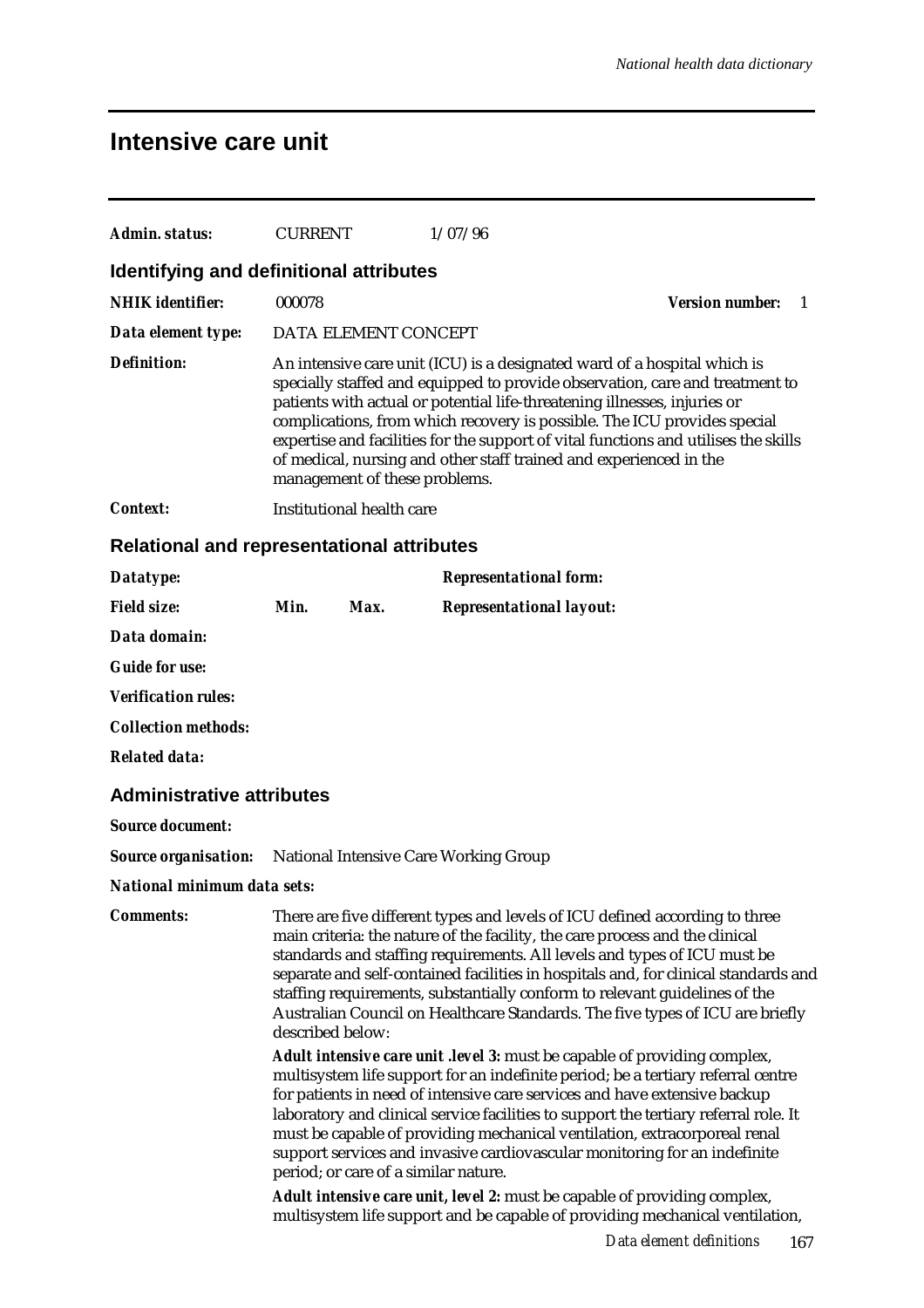## Intensive care unit

***Admin. status:*** CURRENT 1/07/96

### Identifying and definitional attributes

***NHIK identifier:*** 000078 ***Version number:*** 1

***Data element type:*** DATA ELEMENT CONCEPT

***Definition:*** An intensive care unit (ICU) is a designated ward of a hospital which is specially staffed and equipped to provide observation, care and treatment to patients with actual or potential life-threatening illnesses, injuries or complications, from which recovery is possible. The ICU provides special expertise and facilities for the support of vital functions and utilises the skills of medical, nursing and other staff trained and experienced in the management of these problems.

***Context:*** Institutional health care

### Relational and representational attributes

***Datatype:*** ***Representational form:***

***Field size:*** ***Min.*** ***Max.*** ***Representational layout:***

***Data domain:***

***Guide for use:***

***Verification rules:***

***Collection methods:***

***Related data:***

### Administrative attributes

***Source document:***

***Source organisation:*** National Intensive Care Working Group

***National minimum data sets:***

***Comments:*** There are five different types and levels of ICU defined according to three main criteria: the nature of the facility, the care process and the clinical standards and staffing requirements. All levels and types of ICU must be separate and self-contained facilities in hospitals and, for clinical standards and staffing requirements, substantially conform to relevant guidelines of the Australian Council on Healthcare Standards. The five types of ICU are briefly described below:

***Adult intensive care unit .level 3:*** must be capable of providing complex, multisystem life support for an indefinite period; be a tertiary referral centre for patients in need of intensive care services and have extensive backup laboratory and clinical service facilities to support the tertiary referral role. It must be capable of providing mechanical ventilation, extracorporeal renal support services and invasive cardiovascular monitoring for an indefinite period; or care of a similar nature.

***Adult intensive care unit, level 2:*** must be capable of providing complex, multisystem life support and be capable of providing mechanical ventilation,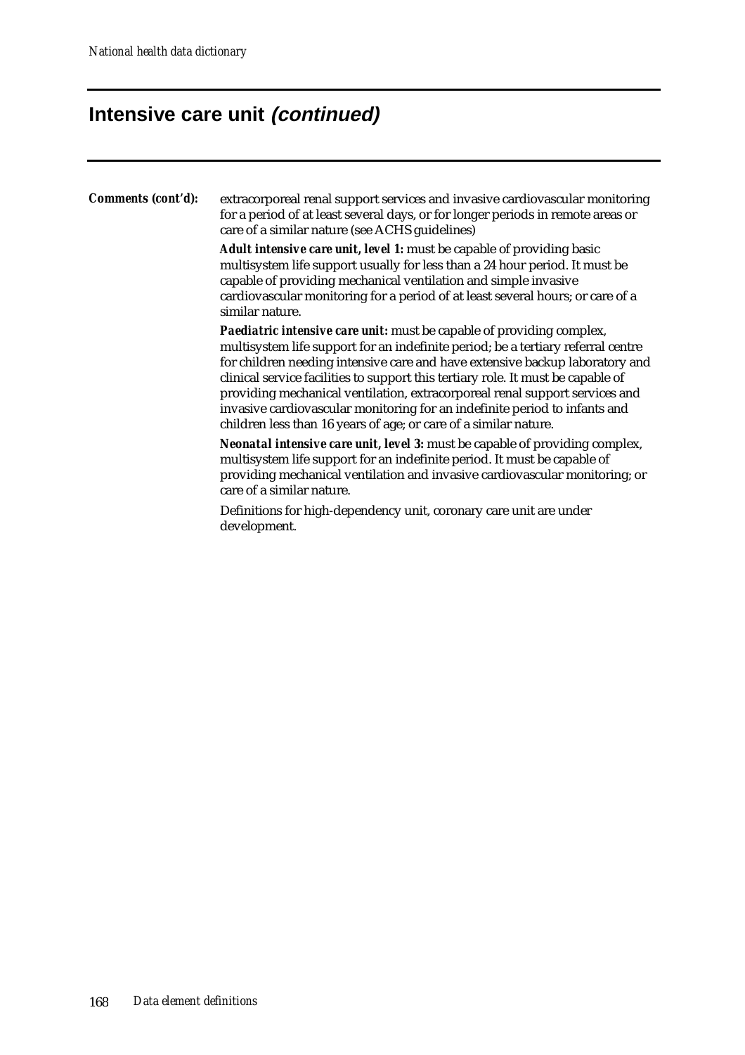## Intensive care unit *(continued)*

**Comments (cont'd):** extracorporeal renal support services and invasive cardiovascular monitoring for a period of at least several days, or for longer periods in remote areas or care of a similar nature (see ACHS guidelines)

***Adult intensive care unit, level 1:*** must be capable of providing basic multisystem life support usually for less than a 24 hour period. It must be capable of providing mechanical ventilation and simple invasive cardiovascular monitoring for a period of at least several hours; or care of a similar nature.

***Paediatric intensive care unit:*** must be capable of providing complex, multisystem life support for an indefinite period; be a tertiary referral centre for children needing intensive care and have extensive backup laboratory and clinical service facilities to support this tertiary role. It must be capable of providing mechanical ventilation, extracorporeal renal support services and invasive cardiovascular monitoring for an indefinite period to infants and children less than 16 years of age; or care of a similar nature.

***Neonatal intensive care unit, level 3:*** must be capable of providing complex, multisystem life support for an indefinite period. It must be capable of providing mechanical ventilation and invasive cardiovascular monitoring; or care of a similar nature.

Definitions for high-dependency unit, coronary care unit are under development.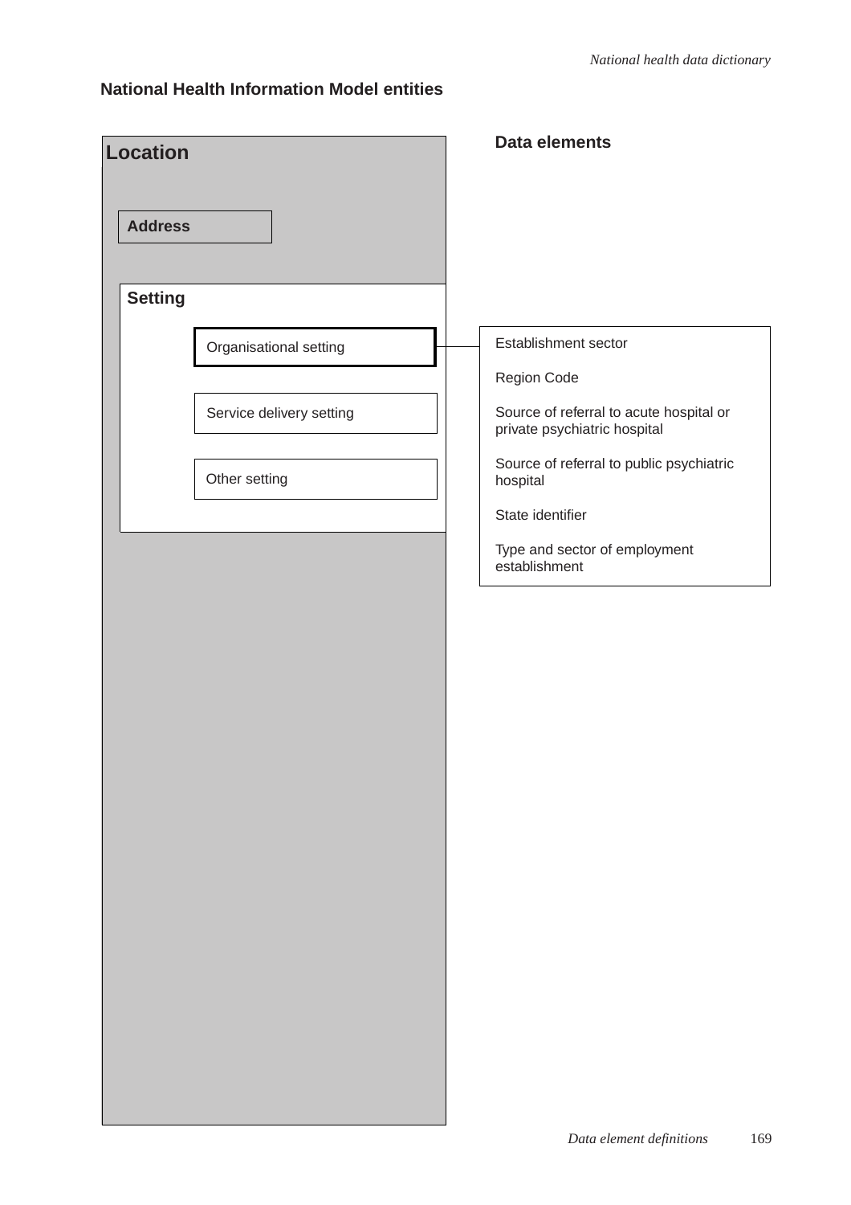## National Health Information Model entities

**Location**

- **Address**
- **Setting**
  - Organisational setting
  - Service delivery setting
  - Other setting

**Data elements**

(linked to Organisational setting)

- Establishment sector
- Region Code
- Source of referral to acute hospital or private psychiatric hospital
- Source of referral to public psychiatric hospital
- State identifier
- Type and sector of employment establishment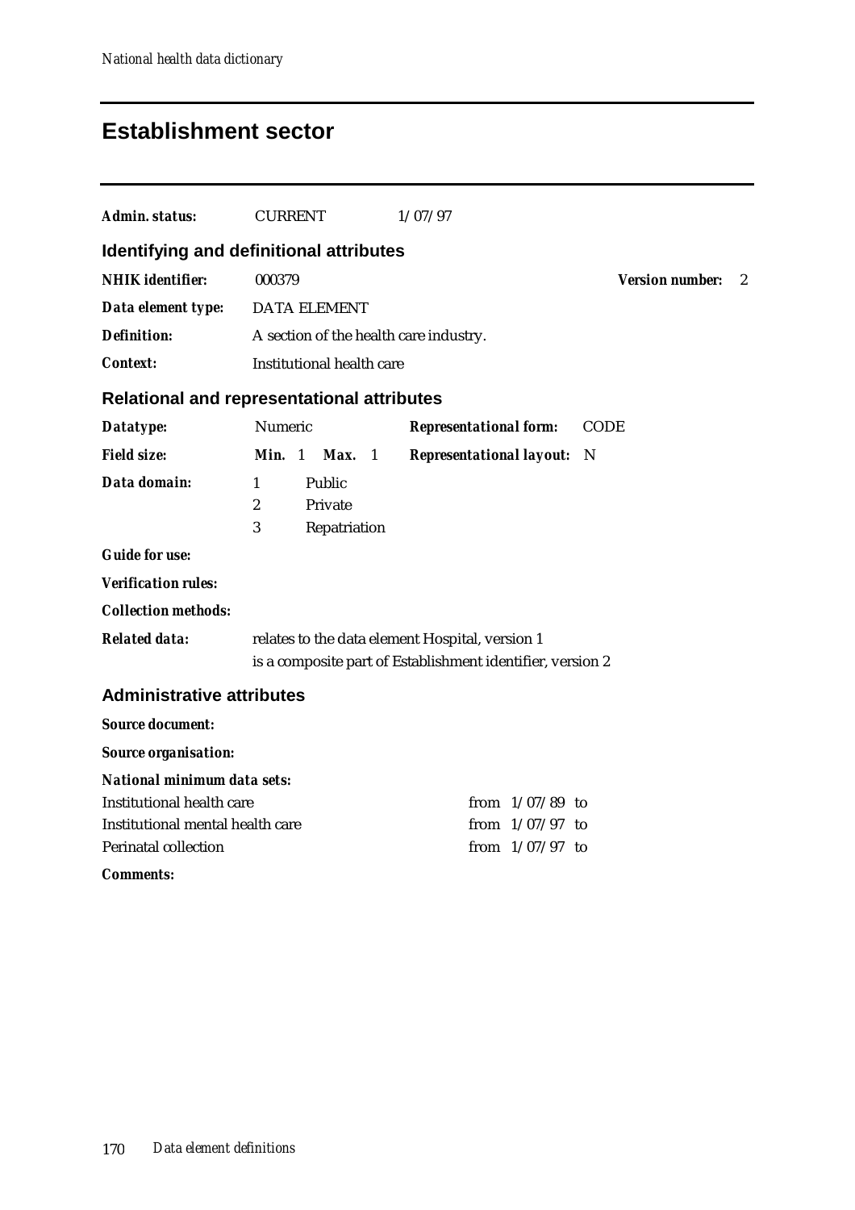# Establishment sector

***Admin. status:*** CURRENT 1/07/97

## Identifying and definitional attributes

***NHIK identifier:*** 000379 ***Version number:*** 2

***Data element type:*** DATA ELEMENT

***Definition:*** A section of the health care industry.

***Context:*** Institutional health care

## Relational and representational attributes

***Datatype:*** Numeric ***Representational form:*** CODE

***Field size:*** ***Min.*** 1 ***Max.*** 1 ***Representational layout:*** N

***Data domain:***

1 Public
2 Private
3 Repatriation

***Guide for use:***

***Verification rules:***

***Collection methods:***

***Related data:*** relates to the data element Hospital, version 1
is a composite part of Establishment identifier, version 2

## Administrative attributes

***Source document:***

***Source organisation:***

***National minimum data sets:***

| | |
|---|---|
| Institutional health care | from 1/07/89 to |
| Institutional mental health care | from 1/07/97 to |
| Perinatal collection | from 1/07/97 to |

***Comments:***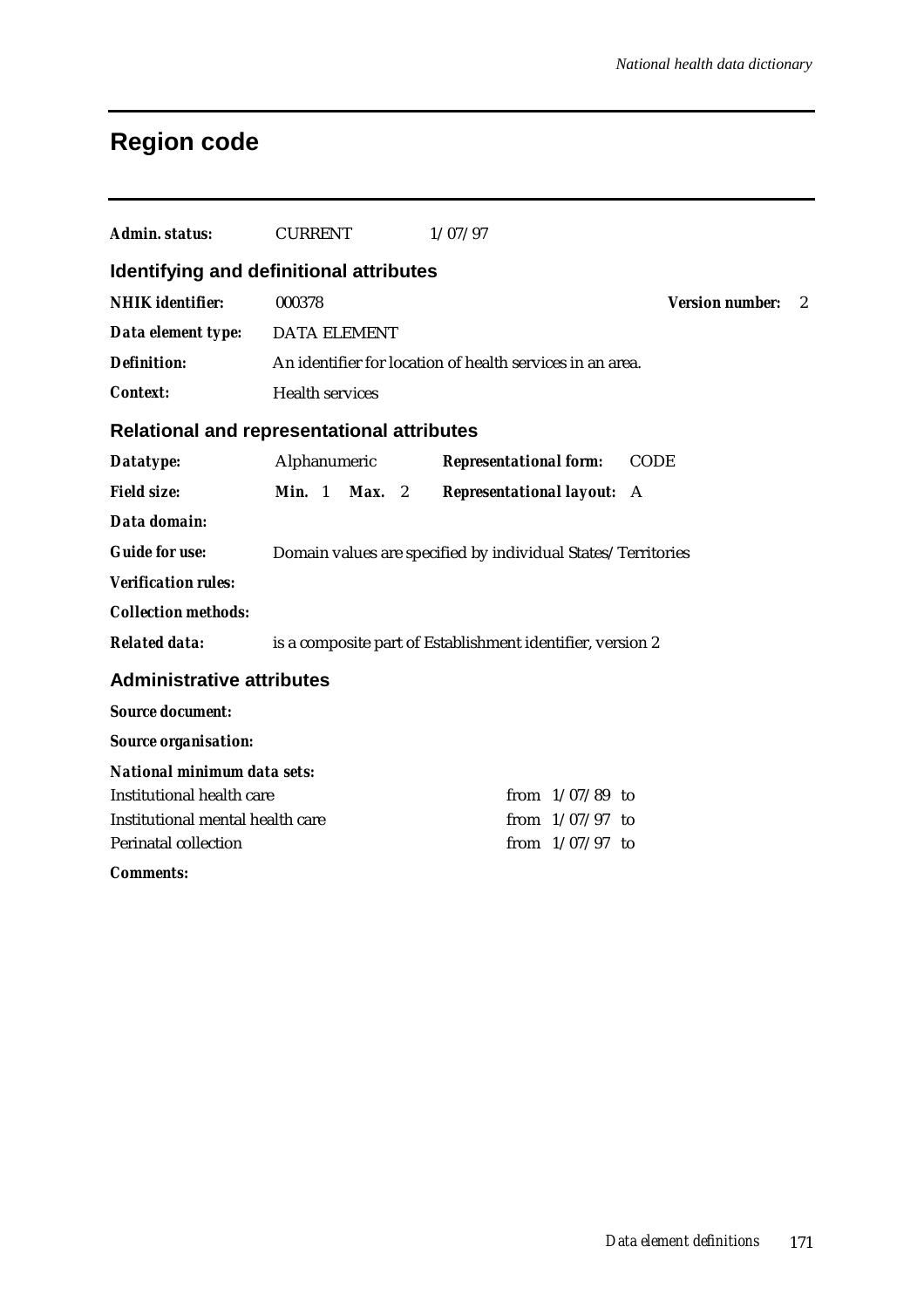# Region code

**Admin. status:** CURRENT 1/07/97

## Identifying and definitional attributes

**NHIK identifier:** 000378 **Version number:** 2

**Data element type:** DATA ELEMENT

**Definition:** An identifier for location of health services in an area.

**Context:** Health services

## Relational and representational attributes

**Datatype:** Alphanumeric **Representational form:** CODE

**Field size:** **Min.** 1 **Max.** 2 **Representational layout:** A

**Data domain:**

**Guide for use:** Domain values are specified by individual States/Territories

**Verification rules:**

**Collection methods:**

**Related data:** is a composite part of Establishment identifier, version 2

## Administrative attributes

**Source document:**

**Source organisation:**

**National minimum data sets:**

| | |
|---|---|
| Institutional health care | from 1/07/89 to |
| Institutional mental health care | from 1/07/97 to |
| Perinatal collection | from 1/07/97 to |

**Comments:**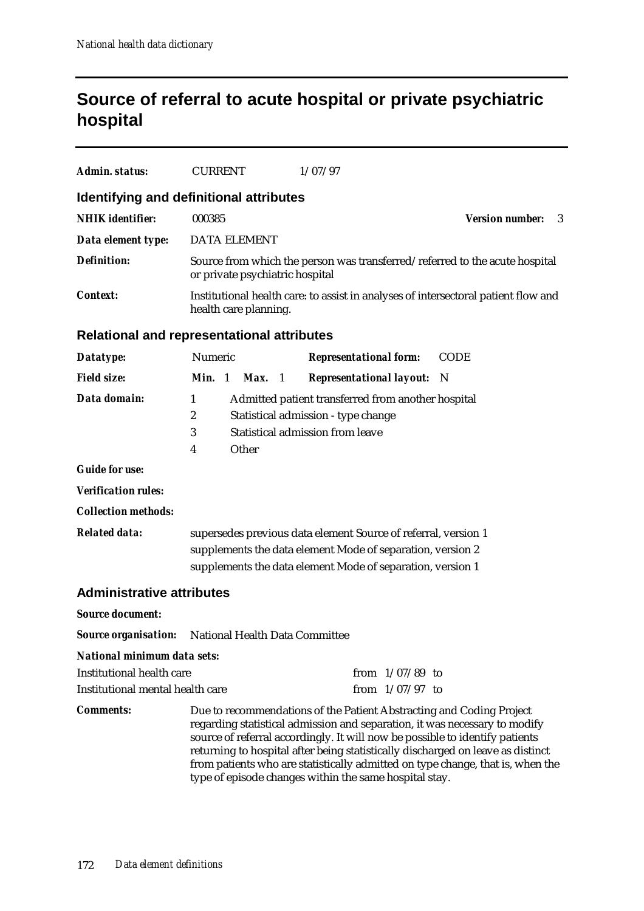# Source of referral to acute hospital or private psychiatric hospital

**Admin. status:** CURRENT 1/07/97

## Identifying and definitional attributes

**NHIK identifier:** 000385 **Version number:** 3

**Data element type:** DATA ELEMENT

**Definition:** Source from which the person was transferred/referred to the acute hospital or private psychiatric hospital

**Context:** Institutional health care: to assist in analyses of intersectoral patient flow and health care planning.

## Relational and representational attributes

**Datatype:** Numeric **Representational form:** CODE

**Field size:** **Min.** 1 **Max.** 1 **Representational layout:** N

**Data domain:**

1 Admitted patient transferred from another hospital
2 Statistical admission - type change
3 Statistical admission from leave
4 Other

**Guide for use:**

**Verification rules:**

**Collection methods:**

**Related data:** supersedes previous data element Source of referral, version 1
supplements the data element Mode of separation, version 2
supplements the data element Mode of separation, version 1

## Administrative attributes

**Source document:**

**Source organisation:** National Health Data Committee

**National minimum data sets:**

| | |
|---|---|
| Institutional health care | from 1/07/89 to |
| Institutional mental health care | from 1/07/97 to |

**Comments:** Due to recommendations of the Patient Abstracting and Coding Project regarding statistical admission and separation, it was necessary to modify source of referral accordingly. It will now be possible to identify patients returning to hospital after being statistically discharged on leave as distinct from patients who are statistically admitted on type change, that is, when the type of episode changes within the same hospital stay.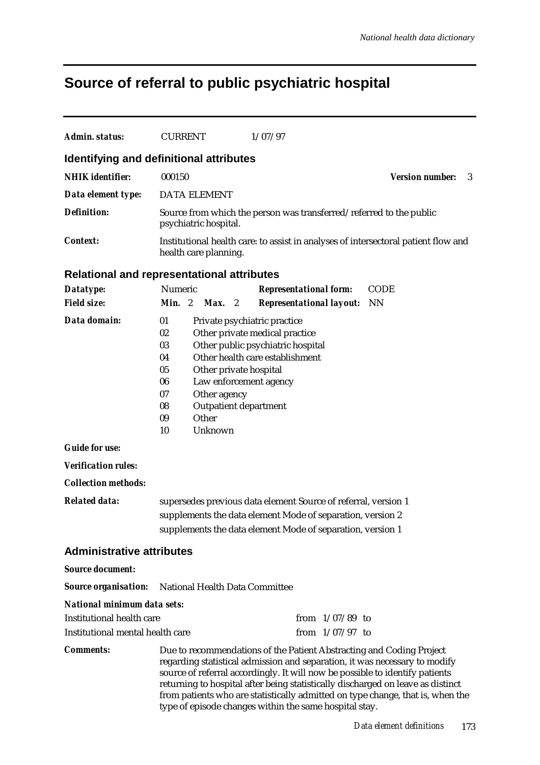# Source of referral to public psychiatric hospital

***Admin. status:*** CURRENT 1/07/97

## Identifying and definitional attributes

***NHIK identifier:*** 000150 ***Version number:*** 3

***Data element type:*** DATA ELEMENT

***Definition:*** Source from which the person was transferred/referred to the public psychiatric hospital.

***Context:*** Institutional health care: to assist in analyses of intersectoral patient flow and health care planning.

## Relational and representational attributes

***Datatype:*** Numeric ***Representational form:*** CODE

***Field size:*** ***Min.*** 2 ***Max.*** 2 ***Representational layout:*** NN

***Data domain:***

- 01 Private psychiatric practice
- 02 Other private medical practice
- 03 Other public psychiatric hospital
- 04 Other health care establishment
- 05 Other private hospital
- 06 Law enforcement agency
- 07 Other agency
- 08 Outpatient department
- 09 Other
- 10 Unknown

***Guide for use:***

***Verification rules:***

***Collection methods:***

***Related data:***

supersedes previous data element Source of referral, version 1

supplements the data element Mode of separation, version 2

supplements the data element Mode of separation, version 1

## Administrative attributes

***Source document:***

***Source organisation:*** National Health Data Committee

***National minimum data sets:***

| | |
|---|---|
| Institutional health care | from 1/07/89 to |
| Institutional mental health care | from 1/07/97 to |

***Comments:*** Due to recommendations of the Patient Abstracting and Coding Project regarding statistical admission and separation, it was necessary to modify source of referral accordingly. It will now be possible to identify patients returning to hospital after being statistically discharged on leave as distinct from patients who are statistically admitted on type change, that is, when the type of episode changes within the same hospital stay.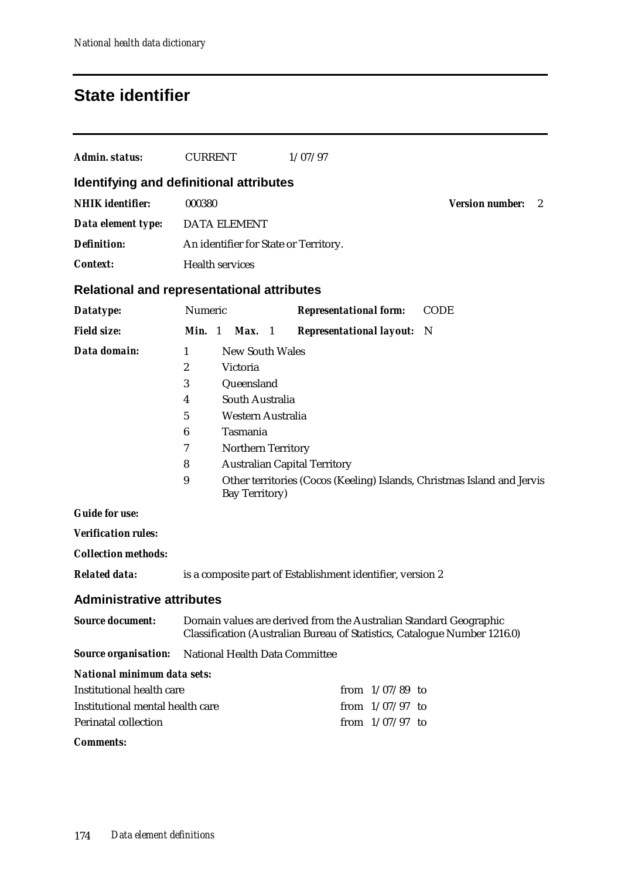# State identifier

***Admin. status:*** CURRENT 1/07/97

## Identifying and definitional attributes

***NHIK identifier:*** 000380 ***Version number:*** 2

***Data element type:*** DATA ELEMENT

***Definition:*** An identifier for State or Territory.

***Context:*** Health services

## Relational and representational attributes

***Datatype:*** Numeric ***Representational form:*** CODE

***Field size:*** ***Min.*** 1 ***Max.*** 1 ***Representational layout:*** N

***Data domain:***

| | |
|---|---|
| 1 | New South Wales |
| 2 | Victoria |
| 3 | Queensland |
| 4 | South Australia |
| 5 | Western Australia |
| 6 | Tasmania |
| 7 | Northern Territory |
| 8 | Australian Capital Territory |
| 9 | Other territories (Cocos (Keeling) Islands, Christmas Island and Jervis Bay Territory) |

***Guide for use:***

***Verification rules:***

***Collection methods:***

***Related data:*** is a composite part of Establishment identifier, version 2

## Administrative attributes

***Source document:*** Domain values are derived from the Australian Standard Geographic Classification (Australian Bureau of Statistics, Catalogue Number 1216.0)

***Source organisation:*** National Health Data Committee

***National minimum data sets:***

| | |
|---|---|
| Institutional health care | from 1/07/89 to |
| Institutional mental health care | from 1/07/97 to |
| Perinatal collection | from 1/07/97 to |

***Comments:***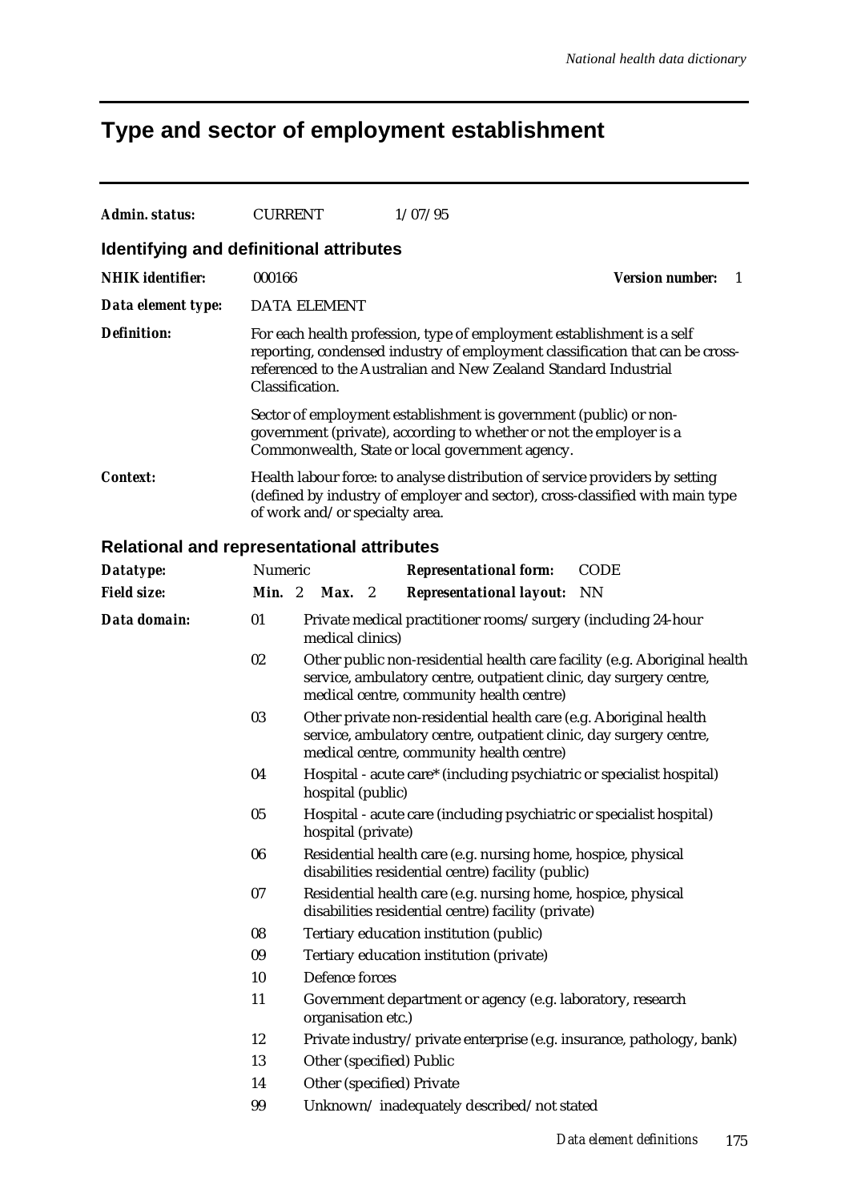# Type and sector of employment establishment

**Admin. status:** CURRENT 1/07/95

## Identifying and definitional attributes

**NHIK identifier:** 000166 **Version number:** 1

**Data element type:** DATA ELEMENT

**Definition:** For each health profession, type of employment establishment is a self reporting, condensed industry of employment classification that can be cross-referenced to the Australian and New Zealand Standard Industrial Classification.

Sector of employment establishment is government (public) or non-government (private), according to whether or not the employer is a Commonwealth, State or local government agency.

**Context:** Health labour force: to analyse distribution of service providers by setting (defined by industry of employer and sector), cross-classified with main type of work and/or specialty area.

## Relational and representational attributes

**Datatype:** Numeric **Representational form:** CODE

**Field size:** **Min.** 2 **Max.** 2 **Representational layout:** NN

**Data domain:**

| Code | Description |
|---|---|
| 01 | Private medical practitioner rooms/surgery (including 24-hour medical clinics) |
| 02 | Other public non-residential health care facility (e.g. Aboriginal health service, ambulatory centre, outpatient clinic, day surgery centre, medical centre, community health centre) |
| 03 | Other private non-residential health care (e.g. Aboriginal health service, ambulatory centre, outpatient clinic, day surgery centre, medical centre, community health centre) |
| 04 | Hospital - acute care* (including psychiatric or specialist hospital) hospital (public) |
| 05 | Hospital - acute care (including psychiatric or specialist hospital) hospital (private) |
| 06 | Residential health care (e.g. nursing home, hospice, physical disabilities residential centre) facility (public) |
| 07 | Residential health care (e.g. nursing home, hospice, physical disabilities residential centre) facility (private) |
| 08 | Tertiary education institution (public) |
| 09 | Tertiary education institution (private) |
| 10 | Defence forces |
| 11 | Government department or agency (e.g. laboratory, research organisation etc.) |
| 12 | Private industry/private enterprise (e.g. insurance, pathology, bank) |
| 13 | Other (specified) Public |
| 14 | Other (specified) Private |
| 99 | Unknown/ inadequately described/not stated |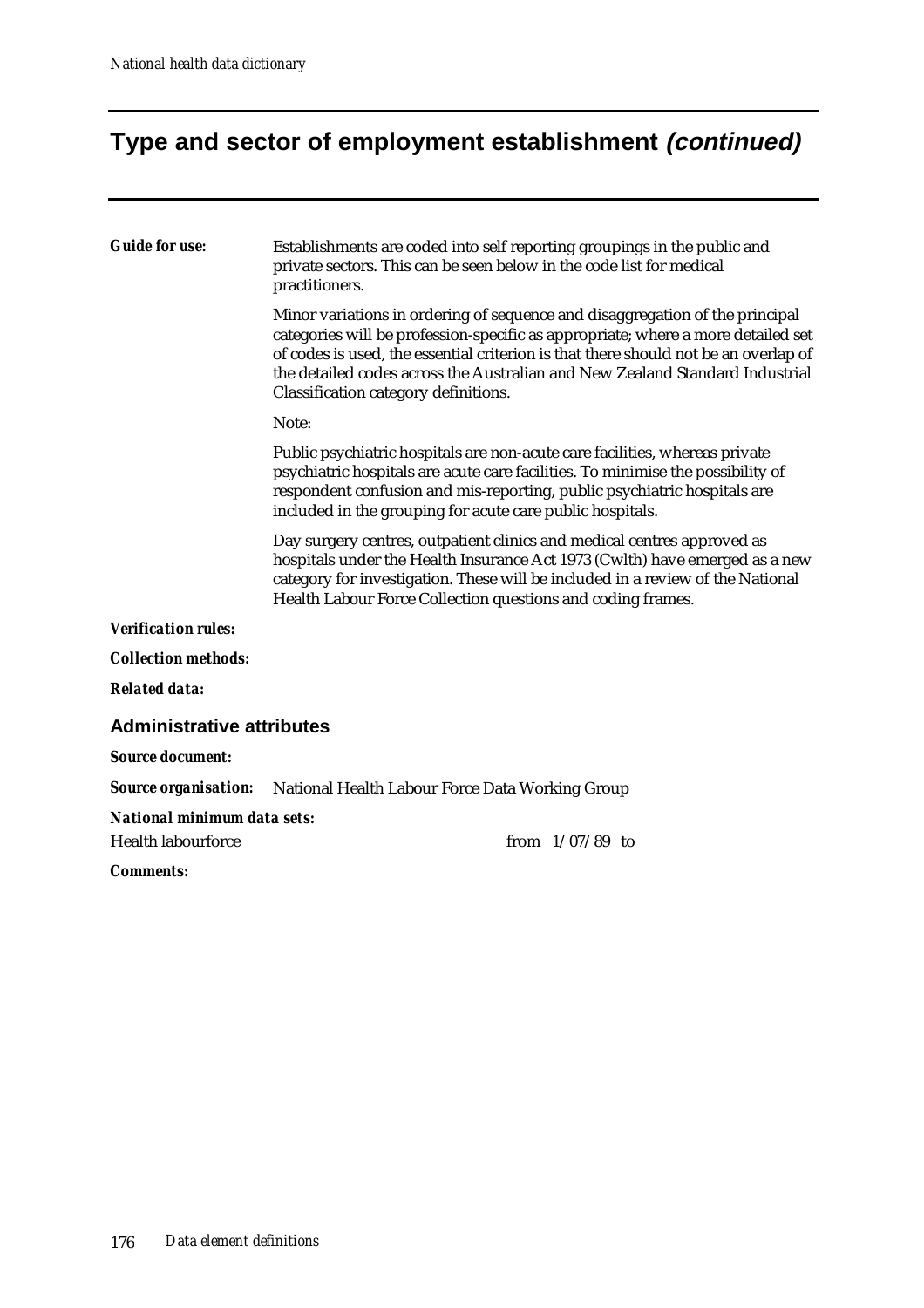# Type and sector of employment establishment *(continued)*

***Guide for use:*** Establishments are coded into self reporting groupings in the public and private sectors. This can be seen below in the code list for medical practitioners.

Minor variations in ordering of sequence and disaggregation of the principal categories will be profession-specific as appropriate; where a more detailed set of codes is used, the essential criterion is that there should not be an overlap of the detailed codes across the Australian and New Zealand Standard Industrial Classification category definitions.

Note:

Public psychiatric hospitals are non-acute care facilities, whereas private psychiatric hospitals are acute care facilities. To minimise the possibility of respondent confusion and mis-reporting, public psychiatric hospitals are included in the grouping for acute care public hospitals.

Day surgery centres, outpatient clinics and medical centres approved as hospitals under the Health Insurance Act 1973 (Cwlth) have emerged as a new category for investigation. These will be included in a review of the National Health Labour Force Collection questions and coding frames.

***Verification rules:***

***Collection methods:***

***Related data:***

## Administrative attributes

***Source document:***

***Source organisation:*** National Health Labour Force Data Working Group

***National minimum data sets:***

Health labourforce from 1/07/89 to

***Comments:***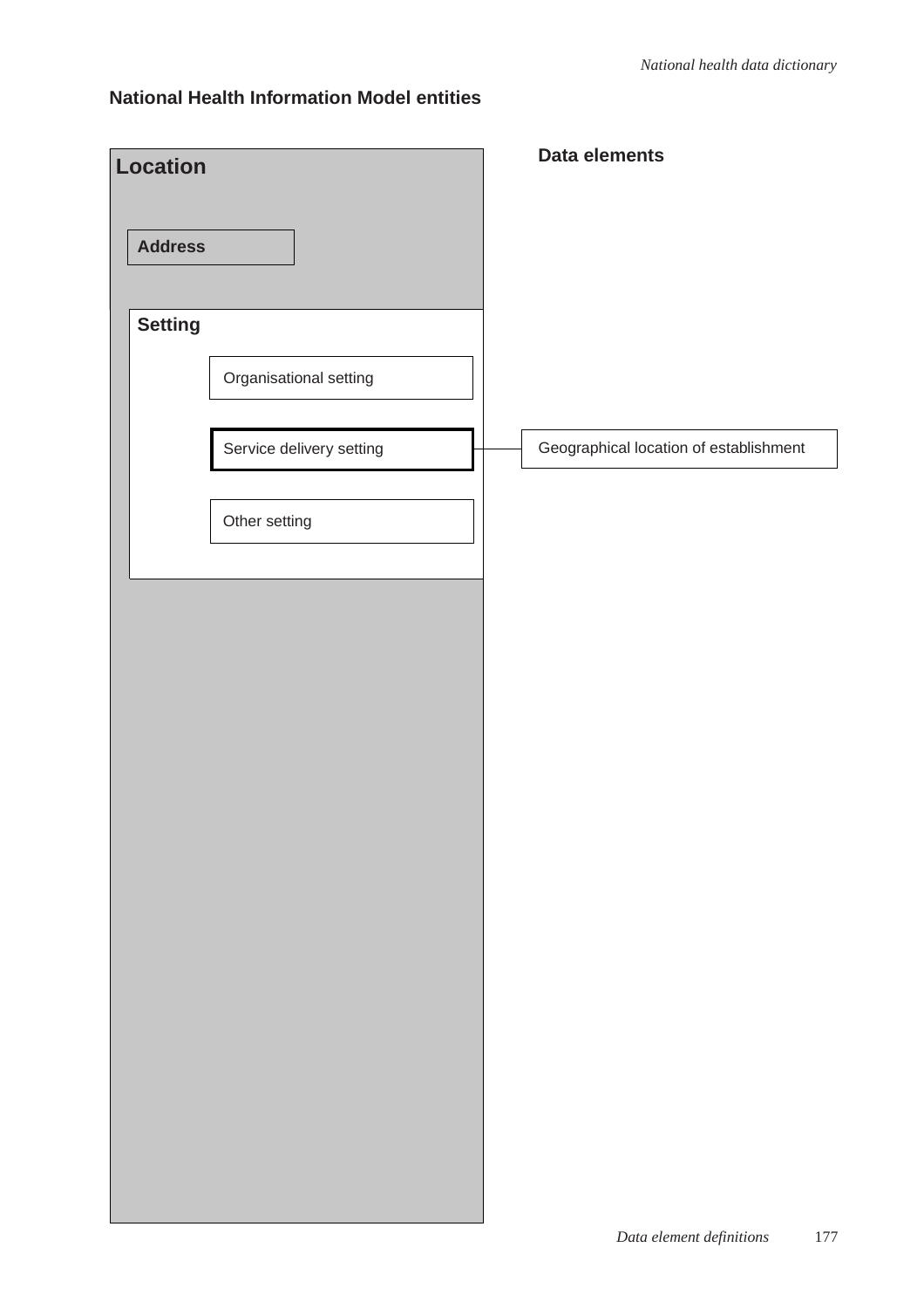## National Health Information Model entities

**Location**

**Address**

**Setting**

Organisational setting

**Service delivery setting**

Other setting

**Data elements**

Geographical location of establishment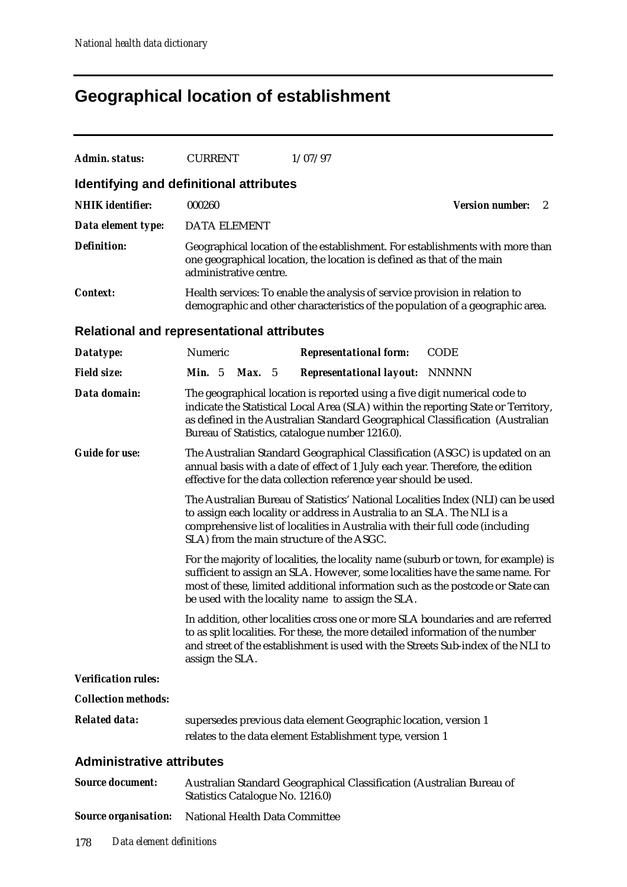# Geographical location of establishment

***Admin. status:*** CURRENT 1/07/97

## Identifying and definitional attributes

***NHIK identifier:*** 000260 ***Version number:*** 2

***Data element type:*** DATA ELEMENT

***Definition:*** Geographical location of the establishment. For establishments with more than one geographical location, the location is defined as that of the main administrative centre.

***Context:*** Health services: To enable the analysis of service provision in relation to demographic and other characteristics of the population of a geographic area.

## Relational and representational attributes

***Datatype:*** Numeric ***Representational form:*** CODE

***Field size:*** ***Min.*** 5 ***Max.*** 5 ***Representational layout:*** NNNNN

***Data domain:*** The geographical location is reported using a five digit numerical code to indicate the Statistical Local Area (SLA) within the reporting State or Territory, as defined in the Australian Standard Geographical Classification (Australian Bureau of Statistics, catalogue number 1216.0).

***Guide for use:*** The Australian Standard Geographical Classification (ASGC) is updated on an annual basis with a date of effect of 1 July each year. Therefore, the edition effective for the data collection reference year should be used.

The Australian Bureau of Statistics' National Localities Index (NLI) can be used to assign each locality or address in Australia to an SLA. The NLI is a comprehensive list of localities in Australia with their full code (including SLA) from the main structure of the ASGC.

For the majority of localities, the locality name (suburb or town, for example) is sufficient to assign an SLA. However, some localities have the same name. For most of these, limited additional information such as the postcode or State can be used with the locality name to assign the SLA.

In addition, other localities cross one or more SLA boundaries and are referred to as split localities. For these, the more detailed information of the number and street of the establishment is used with the Streets Sub-index of the NLI to assign the SLA.

***Verification rules:***

***Collection methods:***

***Related data:*** supersedes previous data element Geographic location, version 1

relates to the data element Establishment type, version 1

## Administrative attributes

***Source document:*** Australian Standard Geographical Classification (Australian Bureau of Statistics Catalogue No. 1216.0)

***Source organisation:*** National Health Data Committee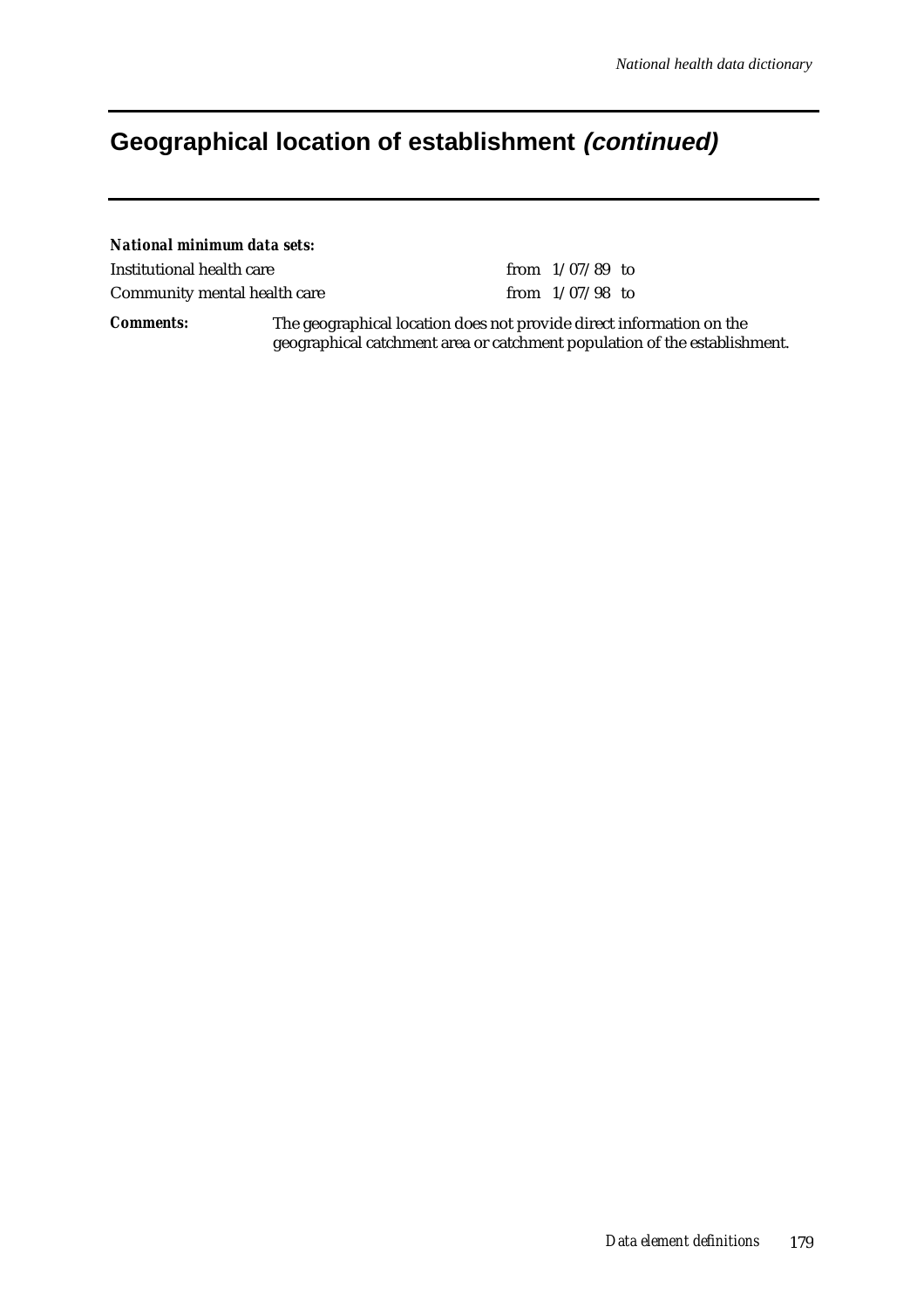# Geographical location of establishment *(continued)*

***National minimum data sets:***

| | |
|---|---|
| Institutional health care | from 1/07/89 to |
| Community mental health care | from 1/07/98 to |

***Comments:*** The geographical location does not provide direct information on the geographical catchment area or catchment population of the establishment.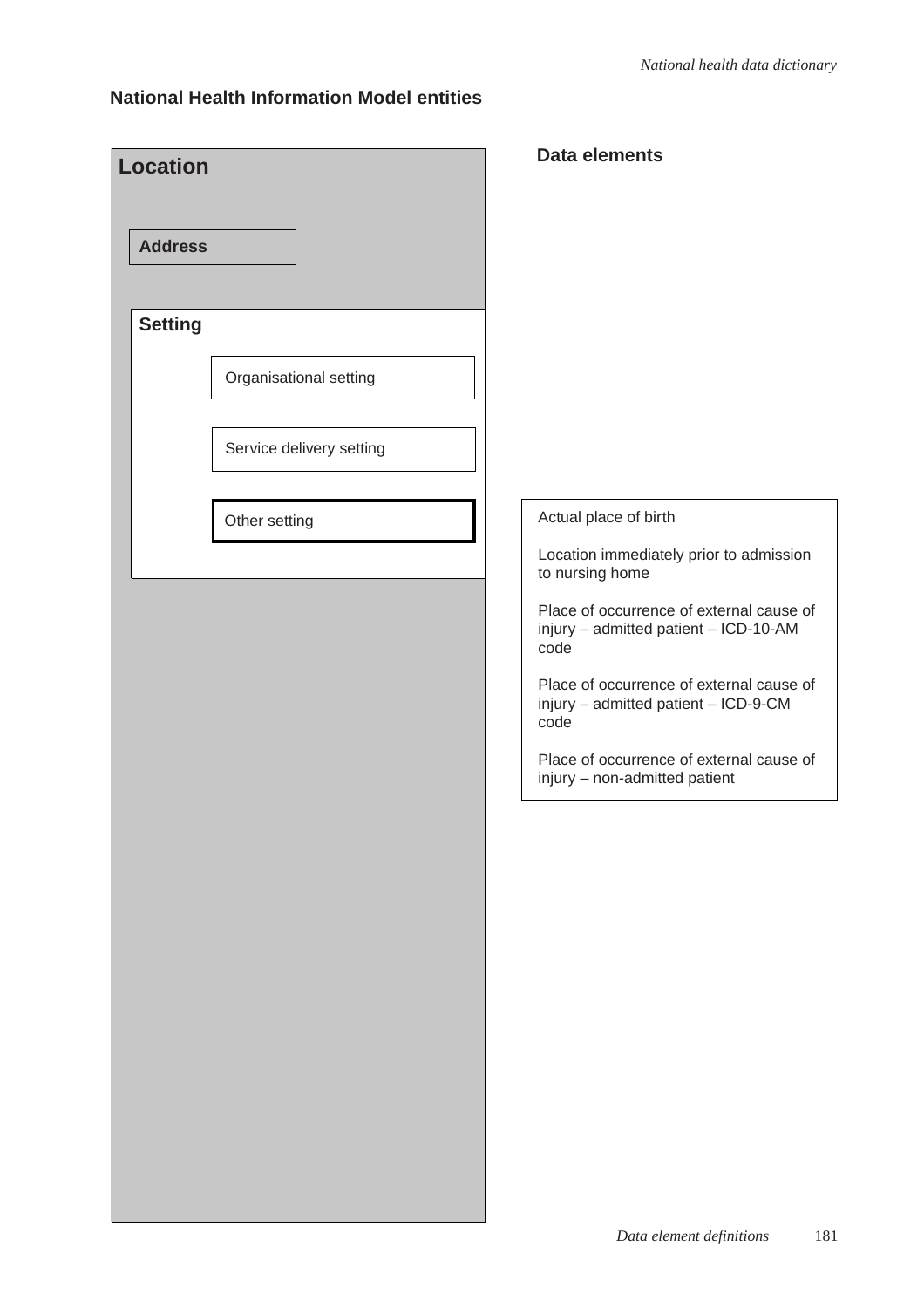## National Health Information Model entities

**Location**

**Address**

**Setting**

Organisational setting

Service delivery setting

Other setting

**Data elements**

Actual place of birth

Location immediately prior to admission to nursing home

Place of occurrence of external cause of injury – admitted patient – ICD-10-AM code

Place of occurrence of external cause of injury – admitted patient – ICD-9-CM code

Place of occurrence of external cause of injury – non-admitted patient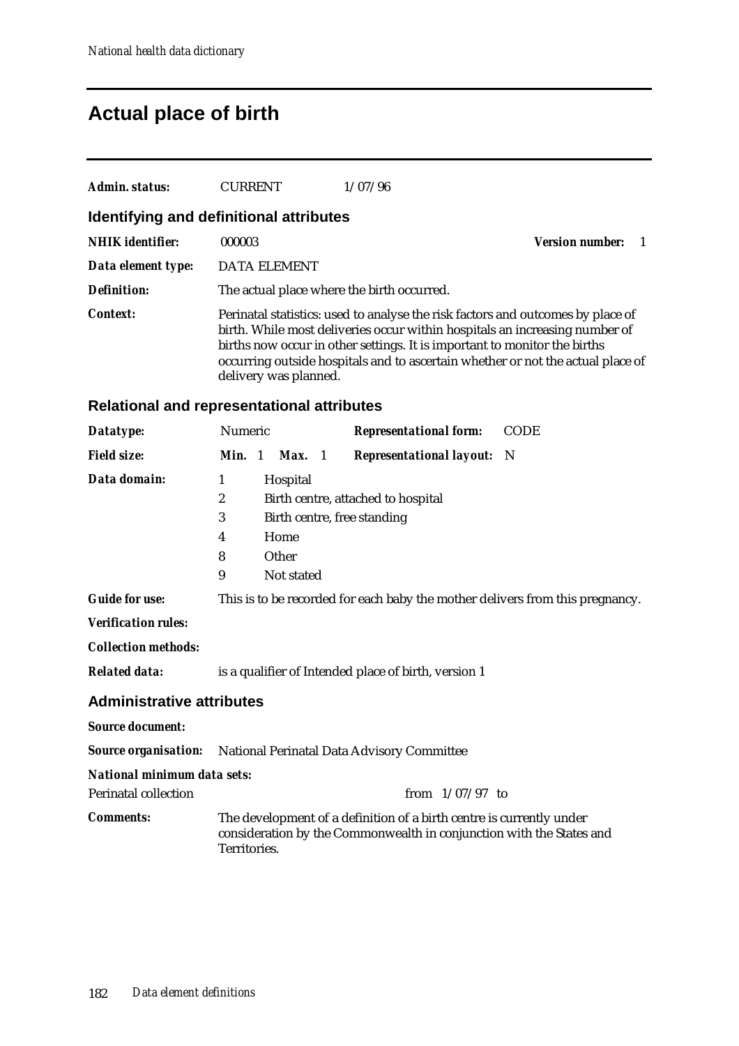# Actual place of birth

***Admin. status:*** CURRENT 1/07/96

## Identifying and definitional attributes

***NHIK identifier:*** 000003 ***Version number:*** 1

***Data element type:*** DATA ELEMENT

***Definition:*** The actual place where the birth occurred.

***Context:*** Perinatal statistics: used to analyse the risk factors and outcomes by place of birth. While most deliveries occur within hospitals an increasing number of births now occur in other settings. It is important to monitor the births occurring outside hospitals and to ascertain whether or not the actual place of delivery was planned.

## Relational and representational attributes

***Datatype:*** Numeric ***Representational form:*** CODE

***Field size:*** ***Min.*** 1 ***Max.*** 1 ***Representational layout:*** N

***Data domain:***

| Code | Description |
|---|---|
| 1 | Hospital |
| 2 | Birth centre, attached to hospital |
| 3 | Birth centre, free standing |
| 4 | Home |
| 8 | Other |
| 9 | Not stated |

***Guide for use:*** This is to be recorded for each baby the mother delivers from this pregnancy.

***Verification rules:***

***Collection methods:***

***Related data:*** is a qualifier of Intended place of birth, version 1

## Administrative attributes

***Source document:***

***Source organisation:*** National Perinatal Data Advisory Committee

***National minimum data sets:***

Perinatal collection from 1/07/97 to

***Comments:*** The development of a definition of a birth centre is currently under consideration by the Commonwealth in conjunction with the States and Territories.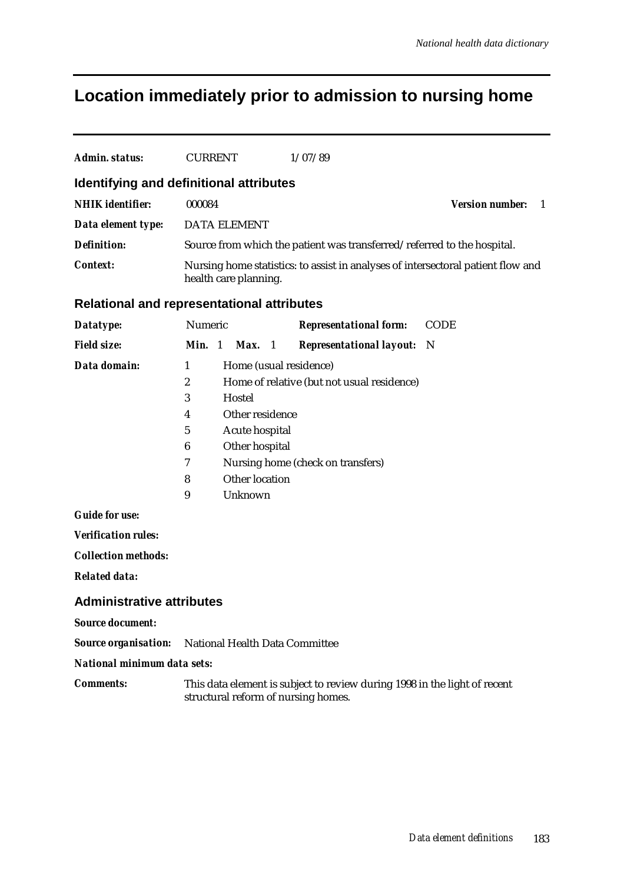# Location immediately prior to admission to nursing home

***Admin. status:*** CURRENT 1/07/89

## Identifying and definitional attributes

***NHIK identifier:*** 000084 ***Version number:*** 1

***Data element type:*** DATA ELEMENT

***Definition:*** Source from which the patient was transferred/referred to the hospital.

***Context:*** Nursing home statistics: to assist in analyses of intersectoral patient flow and health care planning.

## Relational and representational attributes

***Datatype:*** Numeric ***Representational form:*** CODE

***Field size:*** ***Min.*** 1 ***Max.*** 1 ***Representational layout:*** N

***Data domain:***

| | |
|---|---|
| 1 | Home (usual residence) |
| 2 | Home of relative (but not usual residence) |
| 3 | Hostel |
| 4 | Other residence |
| 5 | Acute hospital |
| 6 | Other hospital |
| 7 | Nursing home (check on transfers) |
| 8 | Other location |
| 9 | Unknown |

***Guide for use:***

***Verification rules:***

***Collection methods:***

***Related data:***

## Administrative attributes

***Source document:***

***Source organisation:*** National Health Data Committee

***National minimum data sets:***

***Comments:*** This data element is subject to review during 1998 in the light of recent structural reform of nursing homes.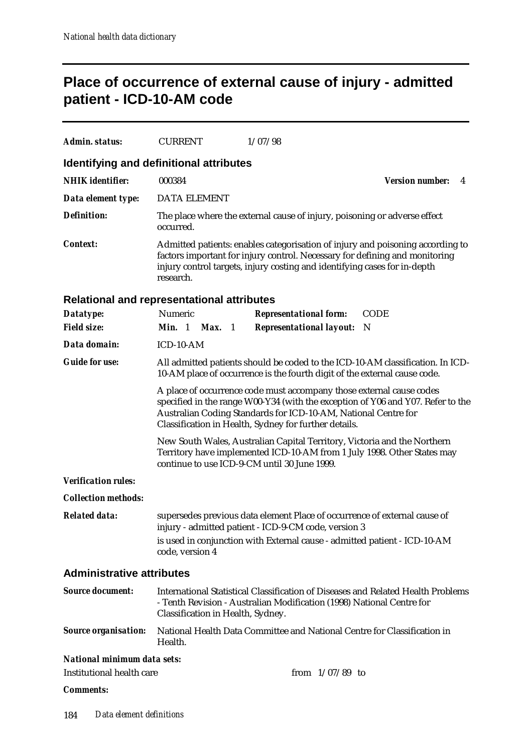# Place of occurrence of external cause of injury - admitted patient - ICD-10-AM code

**Admin. status:** CURRENT 1/07/98

## Identifying and definitional attributes

**NHIK identifier:** 000384 **Version number:** 4

**Data element type:** DATA ELEMENT

**Definition:** The place where the external cause of injury, poisoning or adverse effect occurred.

**Context:** Admitted patients: enables categorisation of injury and poisoning according to factors important for injury control. Necessary for defining and monitoring injury control targets, injury costing and identifying cases for in-depth research.

## Relational and representational attributes

**Datatype:** Numeric **Representational form:** CODE

**Field size:** **Min.** 1 **Max.** 1 **Representational layout:** N

**Data domain:** ICD-10-AM

**Guide for use:** All admitted patients should be coded to the ICD-10-AM classification. In ICD-10-AM place of occurrence is the fourth digit of the external cause code.

A place of occurrence code must accompany those external cause codes specified in the range W00-Y34 (with the exception of Y06 and Y07. Refer to the Australian Coding Standards for ICD-10-AM, National Centre for Classification in Health, Sydney for further details.

New South Wales, Australian Capital Territory, Victoria and the Northern Territory have implemented ICD-10-AM from 1 July 1998. Other States may continue to use ICD-9-CM until 30 June 1999.

**Verification rules:**

**Collection methods:**

**Related data:** supersedes previous data element Place of occurrence of external cause of injury - admitted patient - ICD-9-CM code, version 3

is used in conjunction with External cause - admitted patient - ICD-10-AM code, version 4

## Administrative attributes

**Source document:** International Statistical Classification of Diseases and Related Health Problems - Tenth Revision - Australian Modification (1998) National Centre for Classification in Health, Sydney.

**Source organisation:** National Health Data Committee and National Centre for Classification in Health.

**National minimum data sets:**

Institutional health care from 1/07/89 to

**Comments:**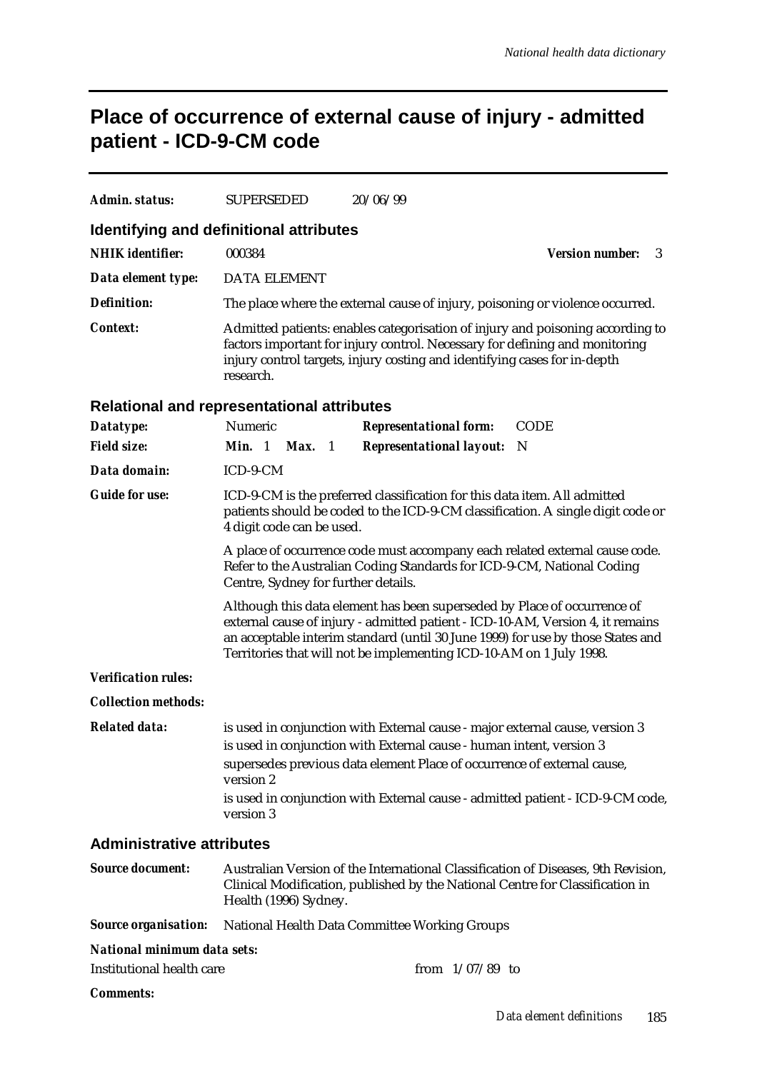# Place of occurrence of external cause of injury - admitted patient - ICD-9-CM code

***Admin. status:*** SUPERSEDED 20/06/99

### Identifying and definitional attributes

***NHIK identifier:*** 000384 ***Version number:*** 3

***Data element type:*** DATA ELEMENT

***Definition:*** The place where the external cause of injury, poisoning or violence occurred.

***Context:*** Admitted patients: enables categorisation of injury and poisoning according to factors important for injury control. Necessary for defining and monitoring injury control targets, injury costing and identifying cases for in-depth research.

### Relational and representational attributes

***Datatype:*** Numeric ***Representational form:*** CODE

***Field size:*** **Min.** 1 **Max.** 1 ***Representational layout:*** N

***Data domain:*** ICD-9-CM

***Guide for use:*** ICD-9-CM is the preferred classification for this data item. All admitted patients should be coded to the ICD-9-CM classification. A single digit code or 4 digit code can be used.

A place of occurrence code must accompany each related external cause code. Refer to the Australian Coding Standards for ICD-9-CM, National Coding Centre, Sydney for further details.

Although this data element has been superseded by Place of occurrence of external cause of injury - admitted patient - ICD-10-AM, Version 4, it remains an acceptable interim standard (until 30 June 1999) for use by those States and Territories that will not be implementing ICD-10-AM on 1 July 1998.

***Verification rules:***

***Collection methods:***

***Related data:*** is used in conjunction with External cause - major external cause, version 3

is used in conjunction with External cause - human intent, version 3

supersedes previous data element Place of occurrence of external cause, version 2

is used in conjunction with External cause - admitted patient - ICD-9-CM code, version 3

### Administrative attributes

***Source document:*** Australian Version of the International Classification of Diseases, 9th Revision, Clinical Modification, published by the National Centre for Classification in Health (1996) Sydney.

***Source organisation:*** National Health Data Committee Working Groups

***National minimum data sets:***

Institutional health care from 1/07/89 to

***Comments:***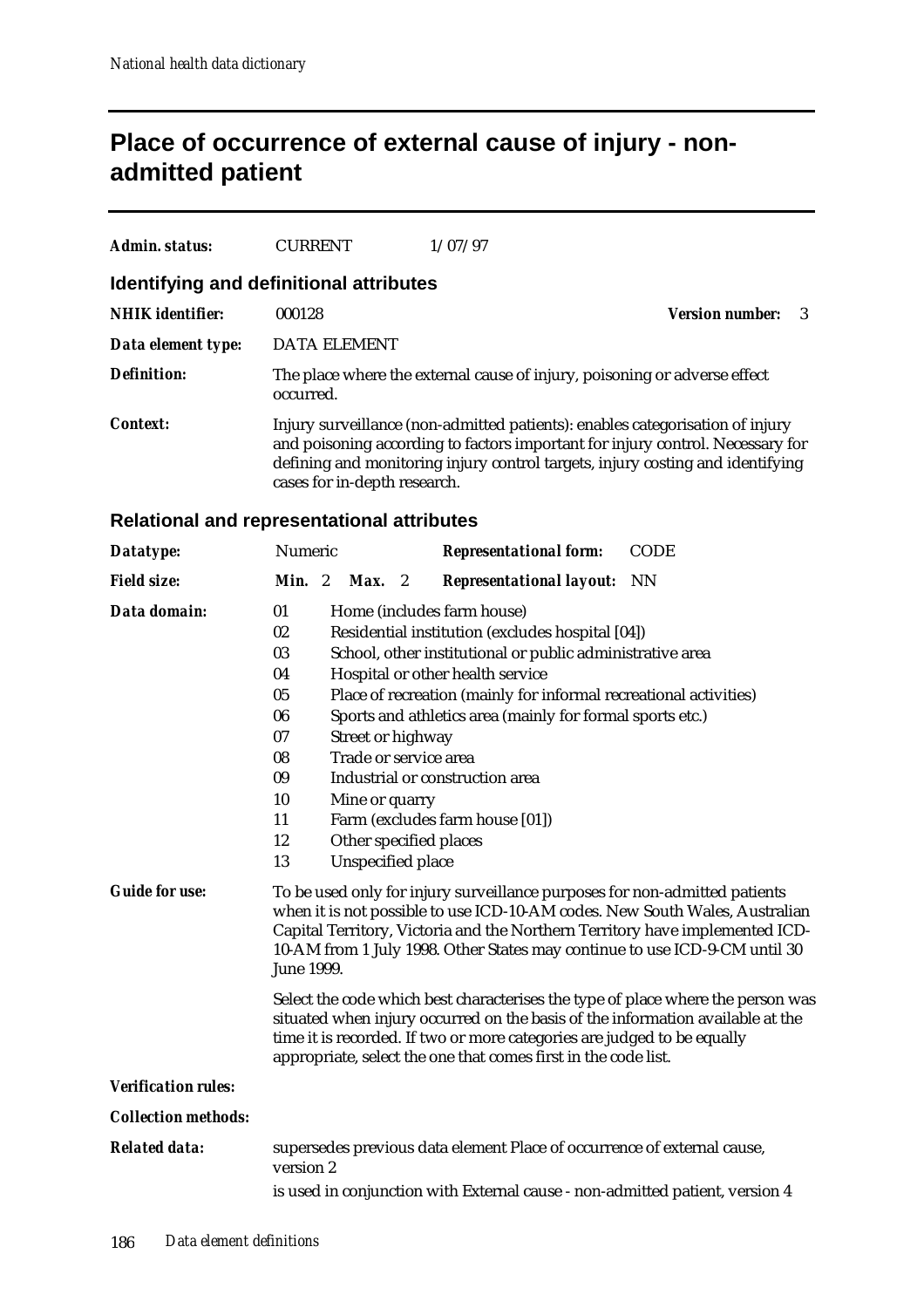# Place of occurrence of external cause of injury - non-admitted patient

***Admin. status:*** CURRENT 1/07/97

## Identifying and definitional attributes

***NHIK identifier:*** 000128 ***Version number:*** 3

***Data element type:*** DATA ELEMENT

***Definition:*** The place where the external cause of injury, poisoning or adverse effect occurred.

***Context:*** Injury surveillance (non-admitted patients): enables categorisation of injury and poisoning according to factors important for injury control. Necessary for defining and monitoring injury control targets, injury costing and identifying cases for in-depth research.

## Relational and representational attributes

***Datatype:*** Numeric ***Representational form:*** CODE

***Field size:*** ***Min.*** 2 ***Max.*** 2 ***Representational layout:*** NN

***Data domain:***

- 01 Home (includes farm house)
- 02 Residential institution (excludes hospital [04])
- 03 School, other institutional or public administrative area
- 04 Hospital or other health service
- 05 Place of recreation (mainly for informal recreational activities)
- 06 Sports and athletics area (mainly for formal sports etc.)
- 07 Street or highway
- 08 Trade or service area
- 09 Industrial or construction area
- 10 Mine or quarry
- 11 Farm (excludes farm house [01])
- 12 Other specified places
- 13 Unspecified place

***Guide for use:*** To be used only for injury surveillance purposes for non-admitted patients when it is not possible to use ICD-10-AM codes. New South Wales, Australian Capital Territory, Victoria and the Northern Territory have implemented ICD-10-AM from 1 July 1998. Other States may continue to use ICD-9-CM until 30 June 1999.

Select the code which best characterises the type of place where the person was situated when injury occurred on the basis of the information available at the time it is recorded. If two or more categories are judged to be equally appropriate, select the one that comes first in the code list.

***Verification rules:***

***Collection methods:***

***Related data:*** supersedes previous data element Place of occurrence of external cause, version 2

is used in conjunction with External cause - non-admitted patient, version 4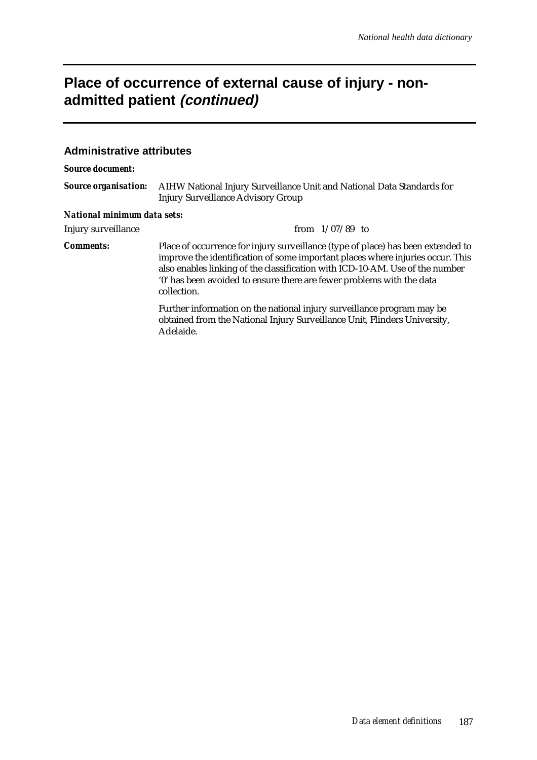# Place of occurrence of external cause of injury - non-admitted patient *(continued)*

## Administrative attributes

***Source document:***

***Source organisation:*** AIHW National Injury Surveillance Unit and National Data Standards for Injury Surveillance Advisory Group

***National minimum data sets:***

Injury surveillance from 1/07/89 to

***Comments:*** Place of occurrence for injury surveillance (type of place) has been extended to improve the identification of some important places where injuries occur. This also enables linking of the classification with ICD-10-AM. Use of the number '0' has been avoided to ensure there are fewer problems with the data collection.

Further information on the national injury surveillance program may be obtained from the National Injury Surveillance Unit, Flinders University, Adelaide.